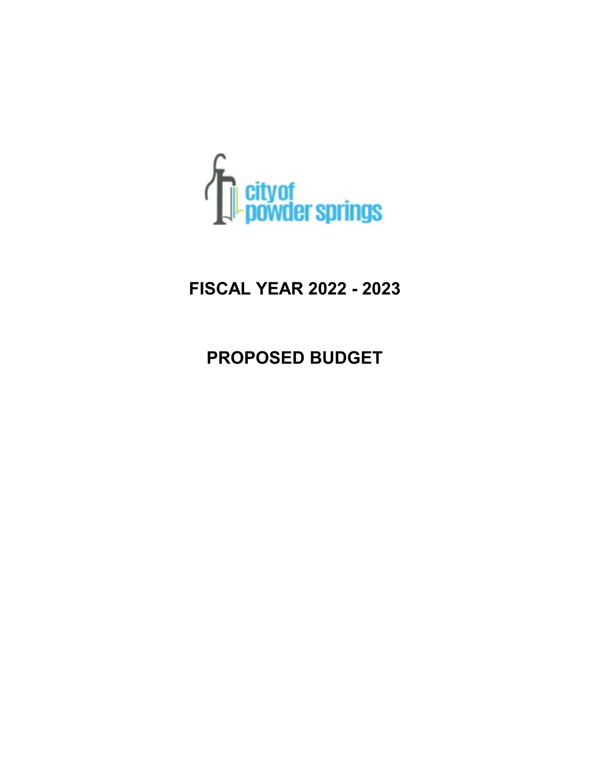city of powder springs

# FISCAL YEAR 2022 - 2023

# PROPOSED BUDGET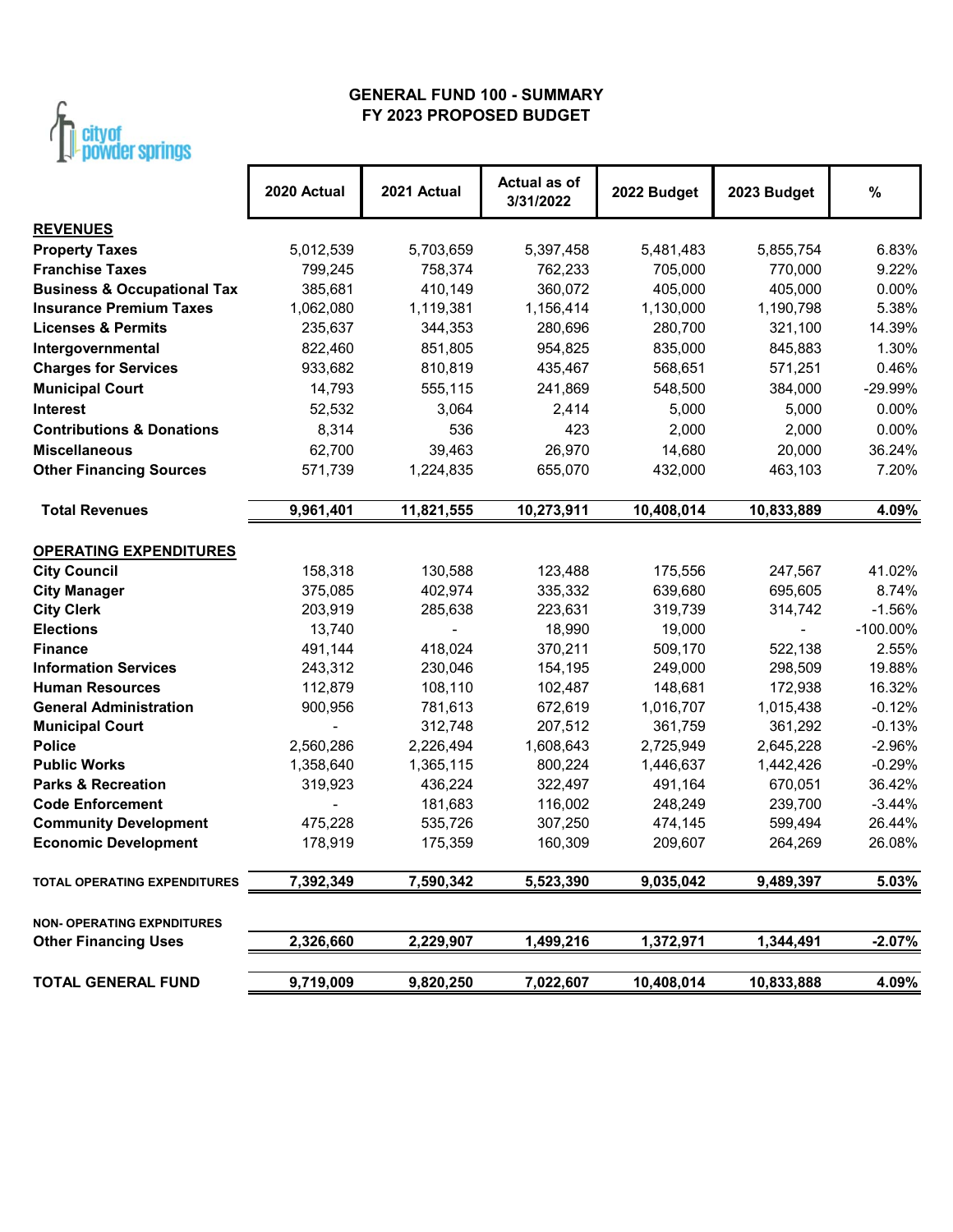# GENERAL FUND 100 - SUMMARY
## FY 2023 PROPOSED BUDGET

city of powder springs

| | 2020 Actual | 2021 Actual | Actual as of 3/31/2022 | 2022 Budget | 2023 Budget | % |
|---|---|---|---|---|---|---|
| **REVENUES** | | | | | | |
| **Property Taxes** | 5,012,539 | 5,703,659 | 5,397,458 | 5,481,483 | 5,855,754 | 6.83% |
| **Franchise Taxes** | 799,245 | 758,374 | 762,233 | 705,000 | 770,000 | 9.22% |
| **Business & Occupational Tax** | 385,681 | 410,149 | 360,072 | 405,000 | 405,000 | 0.00% |
| **Insurance Premium Taxes** | 1,062,080 | 1,119,381 | 1,156,414 | 1,130,000 | 1,190,798 | 5.38% |
| **Licenses & Permits** | 235,637 | 344,353 | 280,696 | 280,700 | 321,100 | 14.39% |
| **Intergovernmental** | 822,460 | 851,805 | 954,825 | 835,000 | 845,883 | 1.30% |
| **Charges for Services** | 933,682 | 810,819 | 435,467 | 568,651 | 571,251 | 0.46% |
| **Municipal Court** | 14,793 | 555,115 | 241,869 | 548,500 | 384,000 | -29.99% |
| **Interest** | 52,532 | 3,064 | 2,414 | 5,000 | 5,000 | 0.00% |
| **Contributions & Donations** | 8,314 | 536 | 423 | 2,000 | 2,000 | 0.00% |
| **Miscellaneous** | 62,700 | 39,463 | 26,970 | 14,680 | 20,000 | 36.24% |
| **Other Financing Sources** | 571,739 | 1,224,835 | 655,070 | 432,000 | 463,103 | 7.20% |
| **Total Revenues** | **9,961,401** | **11,821,555** | **10,273,911** | **10,408,014** | **10,833,889** | **4.09%** |
| **OPERATING EXPENDITURES** | | | | | | |
| **City Council** | 158,318 | 130,588 | 123,488 | 175,556 | 247,567 | 41.02% |
| **City Manager** | 375,085 | 402,974 | 335,332 | 639,680 | 695,605 | 8.74% |
| **City Clerk** | 203,919 | 285,638 | 223,631 | 319,739 | 314,742 | -1.56% |
| **Elections** | 13,740 | - | 18,990 | 19,000 | - | -100.00% |
| **Finance** | 491,144 | 418,024 | 370,211 | 509,170 | 522,138 | 2.55% |
| **Information Services** | 243,312 | 230,046 | 154,195 | 249,000 | 298,509 | 19.88% |
| **Human Resources** | 112,879 | 108,110 | 102,487 | 148,681 | 172,938 | 16.32% |
| **General Administration** | 900,956 | 781,613 | 672,619 | 1,016,707 | 1,015,438 | -0.12% |
| **Municipal Court** | - | 312,748 | 207,512 | 361,759 | 361,292 | -0.13% |
| **Police** | 2,560,286 | 2,226,494 | 1,608,643 | 2,725,949 | 2,645,228 | -2.96% |
| **Public Works** | 1,358,640 | 1,365,115 | 800,224 | 1,446,637 | 1,442,426 | -0.29% |
| **Parks & Recreation** | 319,923 | 436,224 | 322,497 | 491,164 | 670,051 | 36.42% |
| **Code Enforcement** | - | 181,683 | 116,002 | 248,249 | 239,700 | -3.44% |
| **Community Development** | 475,228 | 535,726 | 307,250 | 474,145 | 599,494 | 26.44% |
| **Economic Development** | 178,919 | 175,359 | 160,309 | 209,607 | 264,269 | 26.08% |
| **TOTAL OPERATING EXPENDITURES** | **7,392,349** | **7,590,342** | **5,523,390** | **9,035,042** | **9,489,397** | **5.03%** |
| **NON- OPERATING EXPNDITURES** | | | | | | |
| **Other Financing Uses** | **2,326,660** | **2,229,907** | **1,499,216** | **1,372,971** | **1,344,491** | **-2.07%** |
| **TOTAL GENERAL FUND** | **9,719,009** | **9,820,250** | **7,022,607** | **10,408,014** | **10,833,888** | **4.09%** |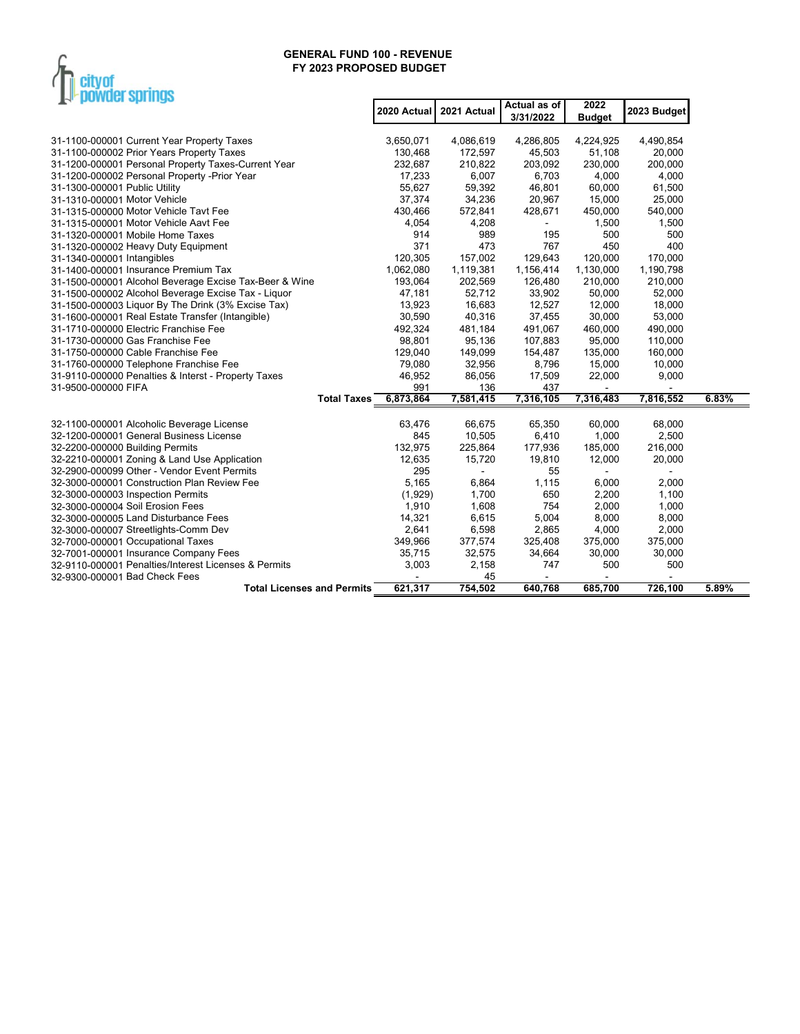# GENERAL FUND 100 - REVENUE
## FY 2023 PROPOSED BUDGET

city of powder springs

| | 2020 Actual | 2021 Actual | Actual as of 3/31/2022 | 2022 Budget | 2023 Budget | |
|---|---|---|---|---|---|---|
| 31-1100-000001 Current Year Property Taxes | 3,650,071 | 4,086,619 | 4,286,805 | 4,224,925 | 4,490,854 | |
| 31-1100-000002 Prior Years Property Taxes | 130,468 | 172,597 | 45,503 | 51,108 | 20,000 | |
| 31-1200-000001 Personal Property Taxes-Current Year | 232,687 | 210,822 | 203,092 | 230,000 | 200,000 | |
| 31-1200-000002 Personal Property -Prior Year | 17,233 | 6,007 | 6,703 | 4,000 | 4,000 | |
| 31-1300-000001 Public Utility | 55,627 | 59,392 | 46,801 | 60,000 | 61,500 | |
| 31-1310-000001 Motor Vehicle | 37,374 | 34,236 | 20,967 | 15,000 | 25,000 | |
| 31-1315-000000 Motor Vehicle Tavt Fee | 430,466 | 572,841 | 428,671 | 450,000 | 540,000 | |
| 31-1315-000001 Motor Vehicle Aavt Fee | 4,054 | 4,208 | - | 1,500 | 1,500 | |
| 31-1320-000001 Mobile Home Taxes | 914 | 989 | 195 | 500 | 500 | |
| 31-1320-000002 Heavy Duty Equipment | 371 | 473 | 767 | 450 | 400 | |
| 31-1340-000001 Intangibles | 120,305 | 157,002 | 129,643 | 120,000 | 170,000 | |
| 31-1400-000001 Insurance Premium Tax | 1,062,080 | 1,119,381 | 1,156,414 | 1,130,000 | 1,190,798 | |
| 31-1500-000001 Alcohol Beverage Excise Tax-Beer & Wine | 193,064 | 202,569 | 126,480 | 210,000 | 210,000 | |
| 31-1500-000002 Alcohol Beverage Excise Tax - Liquor | 47,181 | 52,712 | 33,902 | 50,000 | 52,000 | |
| 31-1500-000003 Liquor By The Drink (3% Excise Tax) | 13,923 | 16,683 | 12,527 | 12,000 | 18,000 | |
| 31-1600-000001 Real Estate Transfer (Intangible) | 30,590 | 40,316 | 37,455 | 30,000 | 53,000 | |
| 31-1710-000000 Electric Franchise Fee | 492,324 | 481,184 | 491,067 | 460,000 | 490,000 | |
| 31-1730-000000 Gas Franchise Fee | 98,801 | 95,136 | 107,883 | 95,000 | 110,000 | |
| 31-1750-000000 Cable Franchise Fee | 129,040 | 149,099 | 154,487 | 135,000 | 160,000 | |
| 31-1760-000000 Telephone Franchise Fee | 79,080 | 32,956 | 8,796 | 15,000 | 10,000 | |
| 31-9110-000000 Penalties & Interst - Property Taxes | 46,952 | 86,056 | 17,509 | 22,000 | 9,000 | |
| 31-9500-000000 FIFA | 991 | 136 | 437 | - | - | |
| **Total Taxes** | **6,873,864** | **7,581,415** | **7,316,105** | **7,316,483** | **7,816,552** | **6.83%** |
| | | | | | | |
| 32-1100-000001 Alcoholic Beverage License | 63,476 | 66,675 | 65,350 | 60,000 | 68,000 | |
| 32-1200-000001 General Business License | 845 | 10,505 | 6,410 | 1,000 | 2,500 | |
| 32-2200-000000 Building Permits | 132,975 | 225,864 | 177,936 | 185,000 | 216,000 | |
| 32-2210-000001 Zoning & Land Use Application | 12,635 | 15,720 | 19,810 | 12,000 | 20,000 | |
| 32-2900-000099 Other - Vendor Event Permits | 295 | - | 55 | - | - | |
| 32-3000-000001 Construction Plan Review Fee | 5,165 | 6,864 | 1,115 | 6,000 | 2,000 | |
| 32-3000-000003 Inspection Permits | (1,929) | 1,700 | 650 | 2,200 | 1,100 | |
| 32-3000-000004 Soil Erosion Fees | 1,910 | 1,608 | 754 | 2,000 | 1,000 | |
| 32-3000-000005 Land Disturbance Fees | 14,321 | 6,615 | 5,004 | 8,000 | 8,000 | |
| 32-3000-000007 Streetlights-Comm Dev | 2,641 | 6,598 | 2,865 | 4,000 | 2,000 | |
| 32-7000-000001 Occupational Taxes | 349,966 | 377,574 | 325,408 | 375,000 | 375,000 | |
| 32-7001-000001 Insurance Company Fees | 35,715 | 32,575 | 34,664 | 30,000 | 30,000 | |
| 32-9110-000001 Penalties/Interest Licenses & Permits | 3,003 | 2,158 | 747 | 500 | 500 | |
| 32-9300-000001 Bad Check Fees | - | 45 | - | - | - | |
| **Total Licenses and Permits** | **621,317** | **754,502** | **640,768** | **685,700** | **726,100** | **5.89%** |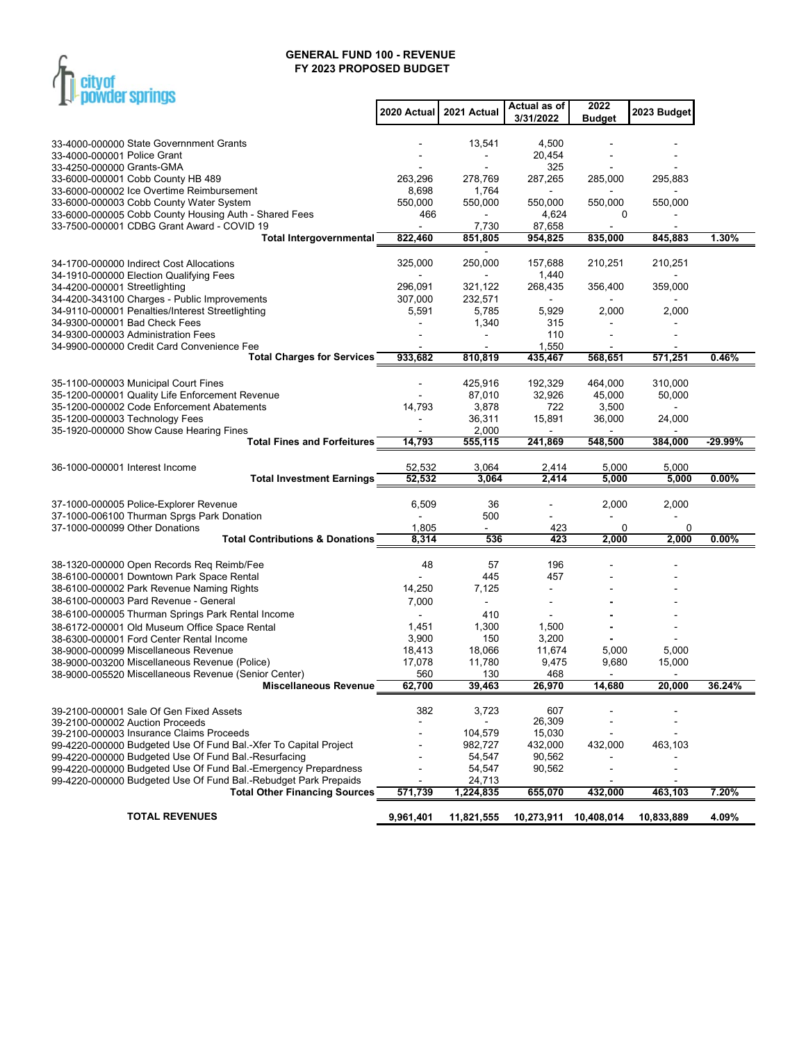# GENERAL FUND 100 - REVENUE
## FY 2023 PROPOSED BUDGET

city of powder springs

| | 2020 Actual | 2021 Actual | Actual as of 3/31/2022 | 2022 Budget | 2023 Budget | |
|---|---|---|---|---|---|---|
| 33-4000-000000 State Governnment Grants | - | 13,541 | 4,500 | - | - | |
| 33-4000-000001 Police Grant | - | - | 20,454 | - | - | |
| 33-4250-000000 Grants-GMA | - | - | 325 | - | - | |
| 33-6000-000001 Cobb County HB 489 | 263,296 | 278,769 | 287,265 | 285,000 | 295,883 | |
| 33-6000-000002 Ice Overtime Reimbursement | 8,698 | 1,764 | - | - | - | |
| 33-6000-000003 Cobb County Water System | 550,000 | 550,000 | 550,000 | 550,000 | 550,000 | |
| 33-6000-000005 Cobb County Housing Auth - Shared Fees | 466 | - | 4,624 | 0 | - | |
| 33-7500-000001 CDBG Grant Award - COVID 19 | - | 7,730 | 87,658 | - | - | |
| **Total Intergovernmental** | **822,460** | **851,805** | **954,825** | **835,000** | **845,883** | **1.30%** |
| | | - | | | | |
| 34-1700-000000 Indirect Cost Allocations | 325,000 | 250,000 | 157,688 | 210,251 | 210,251 | |
| 34-1910-000000 Election Qualifying Fees | - | - | 1,440 | | - | |
| 34-4200-000001 Streetlighting | 296,091 | 321,122 | 268,435 | 356,400 | 359,000 | |
| 34-4200-343100 Charges - Public Improvements | 307,000 | 232,571 | - | - | - | |
| 34-9110-000001 Penalties/Interest Streetlighting | 5,591 | 5,785 | 5,929 | 2,000 | 2,000 | |
| 34-9300-000001 Bad Check Fees | - | 1,340 | 315 | - | - | |
| 34-9300-000003 Administration Fees | - | - | 110 | - | - | |
| 34-9900-000000 Credit Card Convenience Fee | - | - | 1,550 | - | - | |
| **Total Charges for Services** | **933,682** | **810,819** | **435,467** | **568,651** | **571,251** | **0.46%** |
| | | | | | | |
| 35-1100-000003 Municipal Court Fines | - | 425,916 | 192,329 | 464,000 | 310,000 | |
| 35-1200-000001 Quality Life Enforcement Revenue | - | 87,010 | 32,926 | 45,000 | 50,000 | |
| 35-1200-000002 Code Enforcement Abatements | 14,793 | 3,878 | 722 | 3,500 | - | |
| 35-1200-000003 Technology Fees | - | 36,311 | 15,891 | 36,000 | 24,000 | |
| 35-1920-000000 Show Cause Hearing Fines | - | 2,000 | - | - | - | |
| **Total Fines and Forfeitures** | **14,793** | **555,115** | **241,869** | **548,500** | **384,000** | **-29.99%** |
| | | | | | | |
| 36-1000-000001 Interest Income | 52,532 | 3,064 | 2,414 | 5,000 | 5,000 | |
| **Total Investment Earnings** | **52,532** | **3,064** | **2,414** | **5,000** | **5,000** | **0.00%** |
| | | | | | | |
| 37-1000-000005 Police-Explorer Revenue | 6,509 | 36 | - | 2,000 | 2,000 | |
| 37-1000-006100 Thurman Sprgs Park Donation | - | 500 | - | - | - | |
| 37-1000-000099 Other Donations | 1,805 | - | 423 | 0 | 0 | |
| **Total Contributions & Donations** | **8,314** | **536** | **423** | **2,000** | **2,000** | **0.00%** |
| | | | | | | |
| 38-1320-000000 Open Records Req Reimb/Fee | 48 | 57 | 196 | - | - | |
| 38-6100-000001 Downtown Park Space Rental | - | 445 | 457 | - | - | |
| 38-6100-000002 Park Revenue Naming Rights | 14,250 | 7,125 | - | - | - | |
| 38-6100-000003 Pard Revenue - General | 7,000 | - | - | - | - | |
| 38-6100-000005 Thurman Springs Park Rental Income | - | 410 | - | - | - | |
| 38-6172-000001 Old Museum Office Space Rental | 1,451 | 1,300 | 1,500 | - | - | |
| 38-6300-000001 Ford Center Rental Income | 3,900 | 150 | 3,200 | - | - | |
| 38-9000-000099 Miscellaneous Revenue | 18,413 | 18,066 | 11,674 | 5,000 | 5,000 | |
| 38-9000-003200 Miscellaneous Revenue (Police) | 17,078 | 11,780 | 9,475 | 9,680 | 15,000 | |
| 38-9000-005520 Miscellaneous Revenue (Senior Center) | 560 | 130 | 468 | - | - | |
| **Miscellaneous Revenue** | **62,700** | **39,463** | **26,970** | **14,680** | **20,000** | **36.24%** |
| | | | | | | |
| 39-2100-000001 Sale Of Gen Fixed Assets | 382 | 3,723 | 607 | - | - | |
| 39-2100-000002 Auction Proceeds | - | - | 26,309 | - | - | |
| 39-2100-000003 Insurance Claims Proceeds | - | 104,579 | 15,030 | - | - | |
| 99-4220-000000 Budgeted Use Of Fund Bal.-Xfer To Capital Project | - | 982,727 | 432,000 | 432,000 | 463,103 | |
| 99-4220-000000 Budgeted Use Of Fund Bal.-Resurfacing | - | 54,547 | 90,562 | - | - | |
| 99-4220-000000 Budgeted Use Of Fund Bal.-Emergency Preparedness | - | 54,547 | 90,562 | - | - | |
| 99-4220-000000 Budgeted Use Of Fund Bal.-Rebudget Park Prepaids | - | 24,713 | | - | - | |
| **Total Other Financing Sources** | **571,739** | **1,224,835** | **655,070** | **432,000** | **463,103** | **7.20%** |
| | | | | | | |
| **TOTAL REVENUES** | **9,961,401** | **11,821,555** | **10,273,911** | **10,408,014** | **10,833,889** | **4.09%** |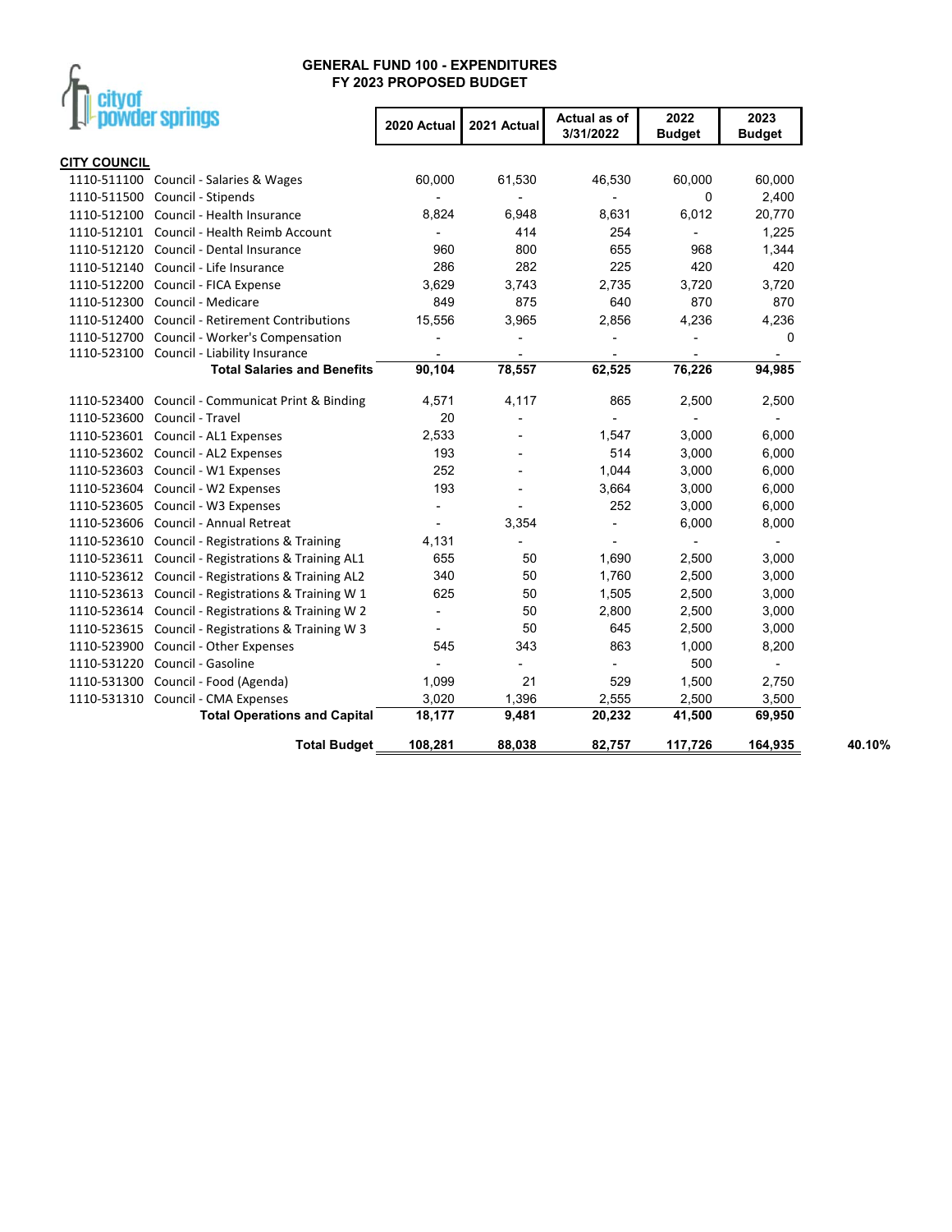# GENERAL FUND 100 - EXPENDITURES
## FY 2023 PROPOSED BUDGET

city of powder springs

| | | 2020 Actual | 2021 Actual | Actual as of 3/31/2022 | 2022 Budget | 2023 Budget | |
|---|---|---|---|---|---|---|---|
| **CITY COUNCIL** | | | | | | | |
| 1110-511100 | Council - Salaries & Wages | 60,000 | 61,530 | 46,530 | 60,000 | 60,000 | |
| 1110-511500 | Council - Stipends | - | - | - | 0 | 2,400 | |
| 1110-512100 | Council - Health Insurance | 8,824 | 6,948 | 8,631 | 6,012 | 20,770 | |
| 1110-512101 | Council - Health Reimb Account | - | 414 | 254 | - | 1,225 | |
| 1110-512120 | Council - Dental Insurance | 960 | 800 | 655 | 968 | 1,344 | |
| 1110-512140 | Council - Life Insurance | 286 | 282 | 225 | 420 | 420 | |
| 1110-512200 | Council - FICA Expense | 3,629 | 3,743 | 2,735 | 3,720 | 3,720 | |
| 1110-512300 | Council - Medicare | 849 | 875 | 640 | 870 | 870 | |
| 1110-512400 | Council - Retirement Contributions | 15,556 | 3,965 | 2,856 | 4,236 | 4,236 | |
| 1110-512700 | Council - Worker's Compensation | - | - | - | - | 0 | |
| 1110-523100 | Council - Liability Insurance | - | - | - | - | - | |
| | **Total Salaries and Benefits** | **90,104** | **78,557** | **62,525** | **76,226** | **94,985** | |
| 1110-523400 | Council - Communicat Print & Binding | 4,571 | 4,117 | 865 | 2,500 | 2,500 | |
| 1110-523600 | Council - Travel | 20 | - | - | - | - | |
| 1110-523601 | Council - AL1 Expenses | 2,533 | - | 1,547 | 3,000 | 6,000 | |
| 1110-523602 | Council - AL2 Expenses | 193 | - | 514 | 3,000 | 6,000 | |
| 1110-523603 | Council - W1 Expenses | 252 | - | 1,044 | 3,000 | 6,000 | |
| 1110-523604 | Council - W2 Expenses | 193 | - | 3,664 | 3,000 | 6,000 | |
| 1110-523605 | Council - W3 Expenses | - | - | 252 | 3,000 | 6,000 | |
| 1110-523606 | Council - Annual Retreat | - | 3,354 | - | 6,000 | 8,000 | |
| 1110-523610 | Council - Registrations & Training | 4,131 | - | - | - | - | |
| 1110-523611 | Council - Registrations & Training AL1 | 655 | 50 | 1,690 | 2,500 | 3,000 | |
| 1110-523612 | Council - Registrations & Training AL2 | 340 | 50 | 1,760 | 2,500 | 3,000 | |
| 1110-523613 | Council - Registrations & Training W 1 | 625 | 50 | 1,505 | 2,500 | 3,000 | |
| 1110-523614 | Council - Registrations & Training W 2 | - | 50 | 2,800 | 2,500 | 3,000 | |
| 1110-523615 | Council - Registrations & Training W 3 | - | 50 | 645 | 2,500 | 3,000 | |
| 1110-523900 | Council - Other Expenses | 545 | 343 | 863 | 1,000 | 8,200 | |
| 1110-531220 | Council - Gasoline | - | - | - | 500 | - | |
| 1110-531300 | Council - Food (Agenda) | 1,099 | 21 | 529 | 1,500 | 2,750 | |
| 1110-531310 | Council - CMA Expenses | 3,020 | 1,396 | 2,555 | 2,500 | 3,500 | |
| | **Total Operations and Capital** | **18,177** | **9,481** | **20,232** | **41,500** | **69,950** | |
| | **Total Budget** | **108,281** | **88,038** | **82,757** | **117,726** | **164,935** | 40.10% |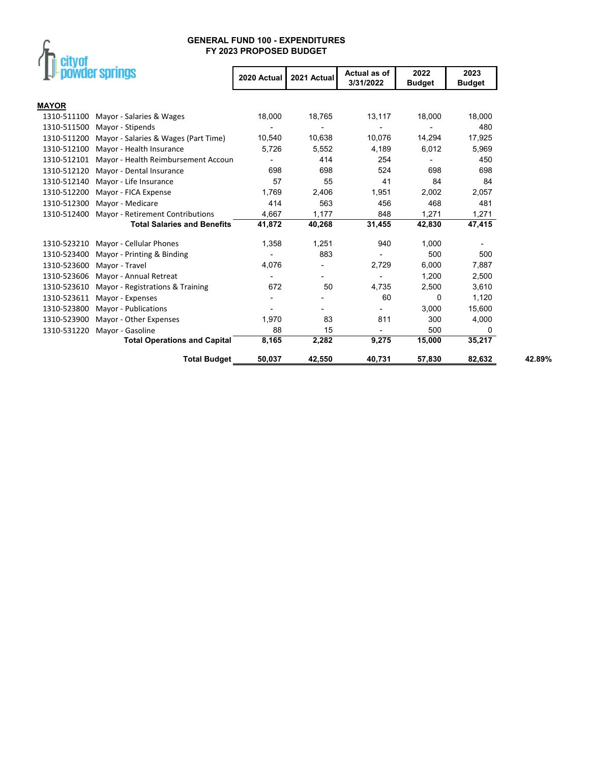# GENERAL FUND 100 - EXPENDITURES
## FY 2023 PROPOSED BUDGET

| | | 2020 Actual | 2021 Actual | Actual as of 3/31/2022 | 2022 Budget | 2023 Budget | |
|---|---|---|---|---|---|---|---|
| **MAYOR** | | | | | | | |
| 1310-511100 | Mayor - Salaries & Wages | 18,000 | 18,765 | 13,117 | 18,000 | 18,000 | |
| 1310-511500 | Mayor - Stipends | - | - | - | - | 480 | |
| 1310-511200 | Mayor - Salaries & Wages (Part Time) | 10,540 | 10,638 | 10,076 | 14,294 | 17,925 | |
| 1310-512100 | Mayor - Health Insurance | 5,726 | 5,552 | 4,189 | 6,012 | 5,969 | |
| 1310-512101 | Mayor - Health Reimbursement Accoun | - | 414 | 254 | - | 450 | |
| 1310-512120 | Mayor - Dental Insurance | 698 | 698 | 524 | 698 | 698 | |
| 1310-512140 | Mayor - Life Insurance | 57 | 55 | 41 | 84 | 84 | |
| 1310-512200 | Mayor - FICA Expense | 1,769 | 2,406 | 1,951 | 2,002 | 2,057 | |
| 1310-512300 | Mayor - Medicare | 414 | 563 | 456 | 468 | 481 | |
| 1310-512400 | Mayor - Retirement Contributions | 4,667 | 1,177 | 848 | 1,271 | 1,271 | |
| | **Total Salaries and Benefits** | **41,872** | **40,268** | **31,455** | **42,830** | **47,415** | |
| 1310-523210 | Mayor - Cellular Phones | 1,358 | 1,251 | 940 | 1,000 | - | |
| 1310-523400 | Mayor - Printing & Binding | - | 883 | - | 500 | 500 | |
| 1310-523600 | Mayor - Travel | 4,076 | - | 2,729 | 6,000 | 7,887 | |
| 1310-523606 | Mayor - Annual Retreat | - | - | - | 1,200 | 2,500 | |
| 1310-523610 | Mayor - Registrations & Training | 672 | 50 | 4,735 | 2,500 | 3,610 | |
| 1310-523611 | Mayor - Expenses | - | - | 60 | 0 | 1,120 | |
| 1310-523800 | Mayor - Publications | - | - | - | 3,000 | 15,600 | |
| 1310-523900 | Mayor - Other Expenses | 1,970 | 83 | 811 | 300 | 4,000 | |
| 1310-531220 | Mayor - Gasoline | 88 | 15 | - | 500 | 0 | |
| | **Total Operations and Capital** | **8,165** | **2,282** | **9,275** | **15,000** | **35,217** | |
| | **Total Budget** | **50,037** | **42,550** | **40,731** | **57,830** | **82,632** | **42.89%** |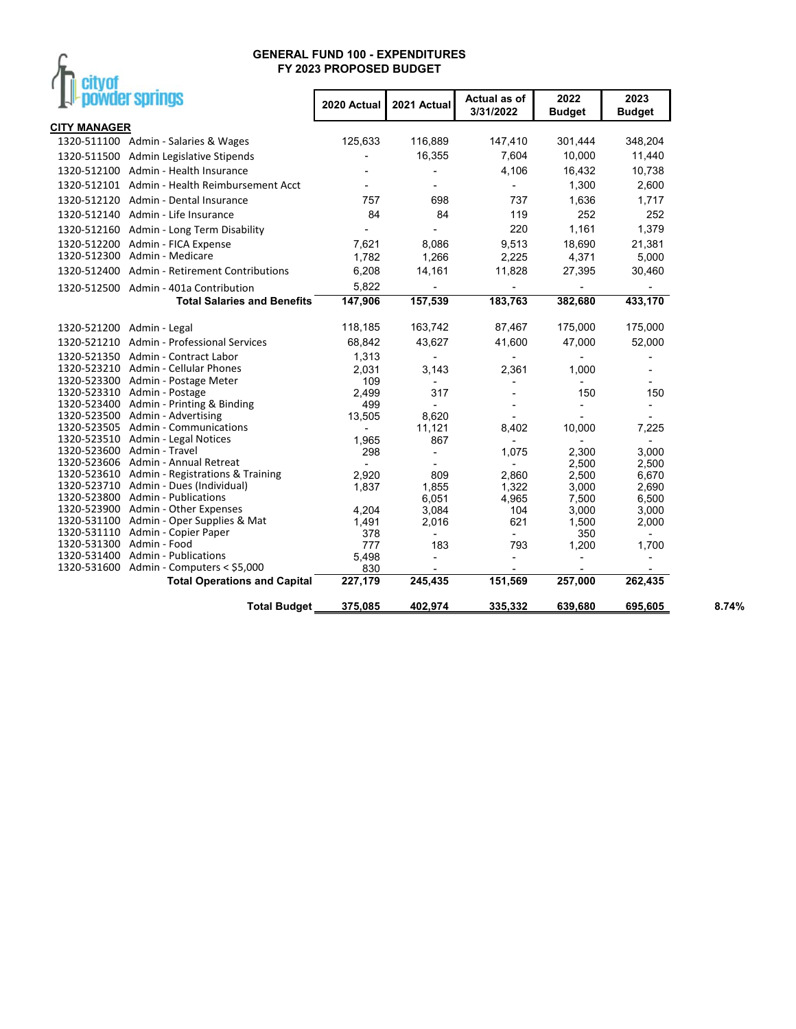# GENERAL FUND 100 - EXPENDITURES
## FY 2023 PROPOSED BUDGET

city of powder springs

| | | 2020 Actual | 2021 Actual | Actual as of 3/31/2022 | 2022 Budget | 2023 Budget | |
|---|---|---|---|---|---|---|---|
| **CITY MANAGER** | | | | | | | |
| 1320-511100 | Admin - Salaries & Wages | 125,633 | 116,889 | 147,410 | 301,444 | 348,204 | |
| 1320-511500 | Admin Legislative Stipends | - | 16,355 | 7,604 | 10,000 | 11,440 | |
| 1320-512100 | Admin - Health Insurance | - | - | 4,106 | 16,432 | 10,738 | |
| 1320-512101 | Admin - Health Reimbursement Acct | - | - | - | 1,300 | 2,600 | |
| 1320-512120 | Admin - Dental Insurance | 757 | 698 | 737 | 1,636 | 1,717 | |
| 1320-512140 | Admin - Life Insurance | 84 | 84 | 119 | 252 | 252 | |
| 1320-512160 | Admin - Long Term Disability | - | - | 220 | 1,161 | 1,379 | |
| 1320-512200 | Admin - FICA Expense | 7,621 | 8,086 | 9,513 | 18,690 | 21,381 | |
| 1320-512300 | Admin - Medicare | 1,782 | 1,266 | 2,225 | 4,371 | 5,000 | |
| 1320-512400 | Admin - Retirement Contributions | 6,208 | 14,161 | 11,828 | 27,395 | 30,460 | |
| 1320-512500 | Admin - 401a Contribution | 5,822 | - | - | - | - | |
| | **Total Salaries and Benefits** | **147,906** | **157,539** | **183,763** | **382,680** | **433,170** | |
| 1320-521200 | Admin - Legal | 118,185 | 163,742 | 87,467 | 175,000 | 175,000 | |
| 1320-521210 | Admin - Professional Services | 68,842 | 43,627 | 41,600 | 47,000 | 52,000 | |
| 1320-521350 | Admin - Contract Labor | 1,313 | - | - | - | - | |
| 1320-523210 | Admin - Cellular Phones | 2,031 | 3,143 | 2,361 | 1,000 | - | |
| 1320-523300 | Admin - Postage Meter | 109 | - | - | - | - | |
| 1320-523310 | Admin - Postage | 2,499 | 317 | - | 150 | 150 | |
| 1320-523400 | Admin - Printing & Binding | 499 | - | - | - | - | |
| 1320-523500 | Admin - Advertising | 13,505 | 8,620 | - | - | - | |
| 1320-523505 | Admin - Communications | - | 11,121 | 8,402 | 10,000 | 7,225 | |
| 1320-523510 | Admin - Legal Notices | 1,965 | 867 | - | - | - | |
| 1320-523600 | Admin - Travel | 298 | - | 1,075 | 2,300 | 3,000 | |
| 1320-523606 | Admin - Annual Retreat | - | - | - | 2,500 | 2,500 | |
| 1320-523610 | Admin - Registrations & Training | 2,920 | 809 | 2,860 | 2,500 | 6,670 | |
| 1320-523710 | Admin - Dues (Individual) | 1,837 | 1,855 | 1,322 | 3,000 | 2,690 | |
| 1320-523800 | Admin - Publications | | 6,051 | 4,965 | 7,500 | 6,500 | |
| 1320-523900 | Admin - Other Expenses | 4,204 | 3,084 | 104 | 3,000 | 3,000 | |
| 1320-531100 | Admin - Oper Supplies & Mat | 1,491 | 2,016 | 621 | 1,500 | 2,000 | |
| 1320-531110 | Admin - Copier Paper | 378 | - | - | 350 | - | |
| 1320-531300 | Admin - Food | 777 | 183 | 793 | 1,200 | 1,700 | |
| 1320-531400 | Admin - Publications | 5,498 | - | - | - | - | |
| 1320-531600 | Admin - Computers < $5,000 | 830 | - | - | - | - | |
| | **Total Operations and Capital** | **227,179** | **245,435** | **151,569** | **257,000** | **262,435** | |
| | **Total Budget** | **375,085** | **402,974** | **335,332** | **639,680** | **695,605** | **8.74%** |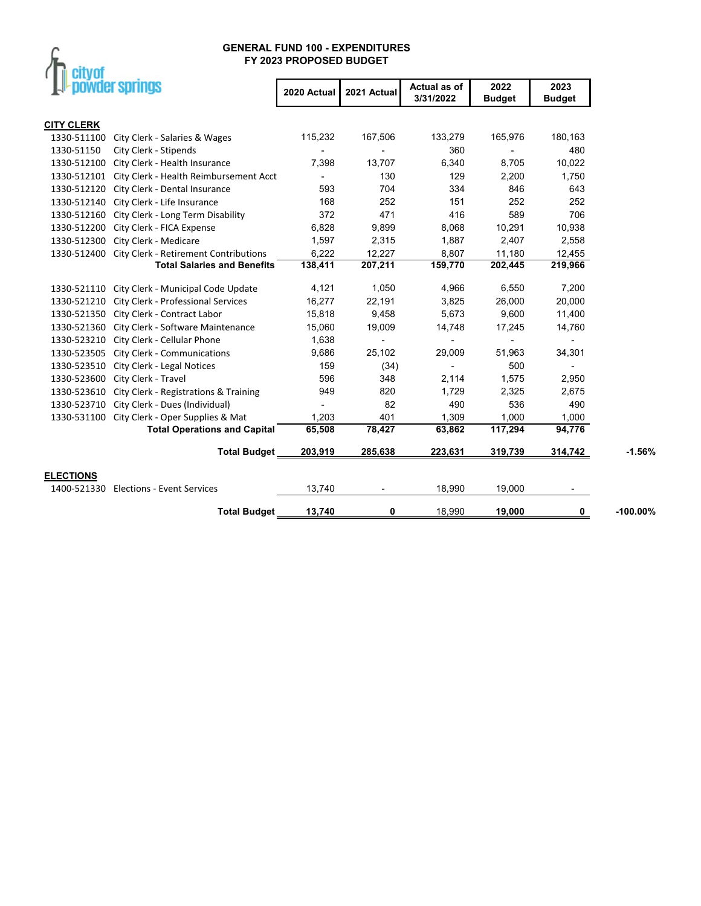city of powder springs

# GENERAL FUND 100 - EXPENDITURES
## FY 2023 PROPOSED BUDGET

| | | 2020 Actual | 2021 Actual | Actual as of 3/31/2022 | 2022 Budget | 2023 Budget | |
|---|---|---|---|---|---|---|---|
| **CITY CLERK** | | | | | | | |
| 1330-511100 | City Clerk - Salaries & Wages | 115,232 | 167,506 | 133,279 | 165,976 | 180,163 | |
| 1330-51150 | City Clerk - Stipends | - | - | 360 | - | 480 | |
| 1330-512100 | City Clerk - Health Insurance | 7,398 | 13,707 | 6,340 | 8,705 | 10,022 | |
| 1330-512101 | City Clerk - Health Reimbursement Acct | - | 130 | 129 | 2,200 | 1,750 | |
| 1330-512120 | City Clerk - Dental Insurance | 593 | 704 | 334 | 846 | 643 | |
| 1330-512140 | City Clerk - Life Insurance | 168 | 252 | 151 | 252 | 252 | |
| 1330-512160 | City Clerk - Long Term Disability | 372 | 471 | 416 | 589 | 706 | |
| 1330-512200 | City Clerk - FICA Expense | 6,828 | 9,899 | 8,068 | 10,291 | 10,938 | |
| 1330-512300 | City Clerk - Medicare | 1,597 | 2,315 | 1,887 | 2,407 | 2,558 | |
| 1330-512400 | City Clerk - Retirement Contributions | 6,222 | 12,227 | 8,807 | 11,180 | 12,455 | |
| | **Total Salaries and Benefits** | **138,411** | **207,211** | **159,770** | **202,445** | **219,966** | |
| 1330-521110 | City Clerk - Municipal Code Update | 4,121 | 1,050 | 4,966 | 6,550 | 7,200 | |
| 1330-521210 | City Clerk - Professional Services | 16,277 | 22,191 | 3,825 | 26,000 | 20,000 | |
| 1330-521350 | City Clerk - Contract Labor | 15,818 | 9,458 | 5,673 | 9,600 | 11,400 | |
| 1330-521360 | City Clerk - Software Maintenance | 15,060 | 19,009 | 14,748 | 17,245 | 14,760 | |
| 1330-523210 | City Clerk - Cellular Phone | 1,638 | - | - | - | - | |
| 1330-523505 | City Clerk - Communications | 9,686 | 25,102 | 29,009 | 51,963 | 34,301 | |
| 1330-523510 | City Clerk - Legal Notices | 159 | (34) | - | 500 | - | |
| 1330-523600 | City Clerk - Travel | 596 | 348 | 2,114 | 1,575 | 2,950 | |
| 1330-523610 | City Clerk - Registrations & Training | 949 | 820 | 1,729 | 2,325 | 2,675 | |
| 1330-523710 | City Clerk - Dues (Individual) | - | 82 | 490 | 536 | 490 | |
| 1330-531100 | City Clerk - Oper Supplies & Mat | 1,203 | 401 | 1,309 | 1,000 | 1,000 | |
| | **Total Operations and Capital** | **65,508** | **78,427** | **63,862** | **117,294** | **94,776** | |
| | **Total Budget** | **203,919** | **285,638** | **223,631** | **319,739** | **314,742** | -1.56% |
| **ELECTIONS** | | | | | | | |
| 1400-521330 | Elections - Event Services | 13,740 | - | 18,990 | 19,000 | - | |
| | **Total Budget** | **13,740** | **0** | 18,990 | **19,000** | **0** | -100.00% |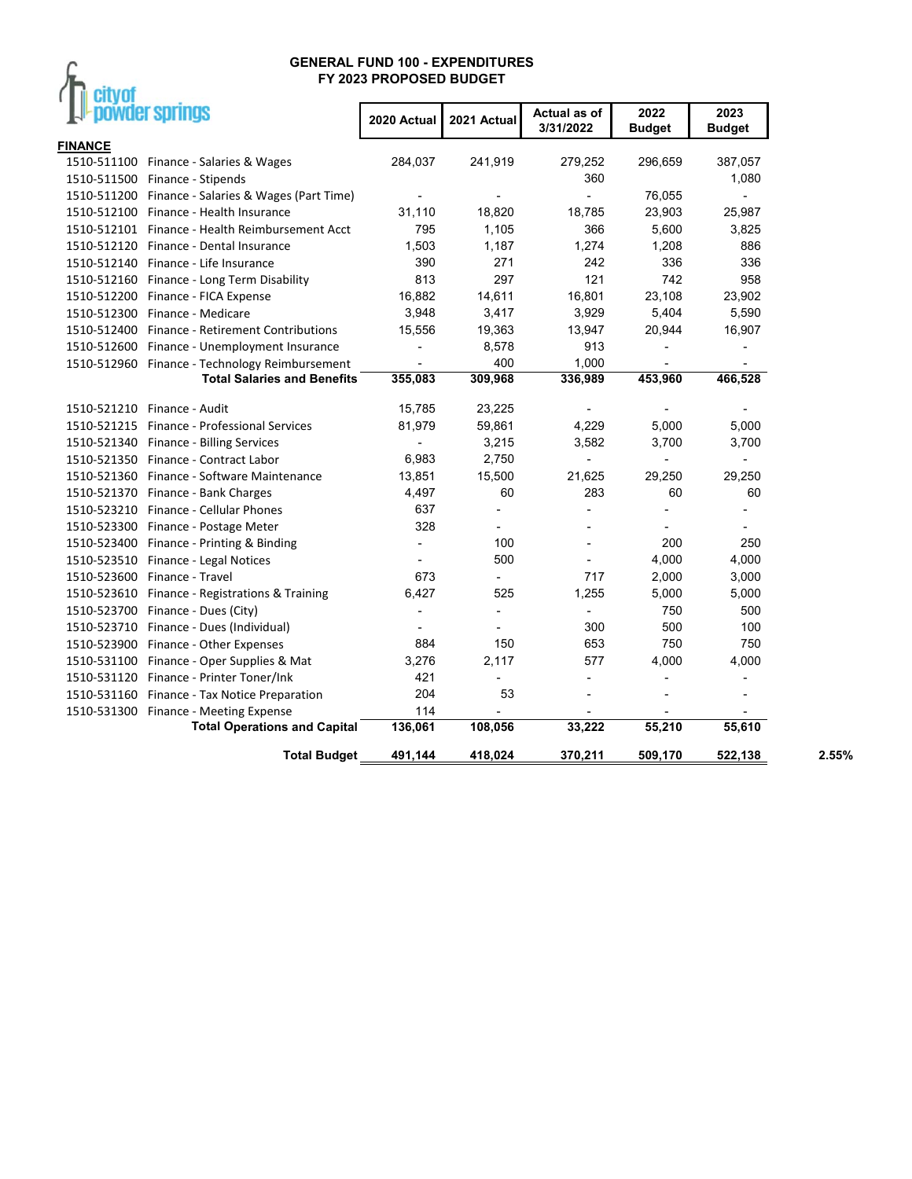# GENERAL FUND 100 - EXPENDITURES
## FY 2023 PROPOSED BUDGET

**FINANCE**

| Account | Description | 2020 Actual | 2021 Actual | Actual as of 3/31/2022 | 2022 Budget | 2023 Budget | |
|---|---|---|---|---|---|---|---|
| 1510-511100 | Finance - Salaries & Wages | 284,037 | 241,919 | 279,252 | 296,659 | 387,057 | |
| 1510-511500 | Finance - Stipends | | | 360 | | 1,080 | |
| 1510-511200 | Finance - Salaries & Wages (Part Time) | - | - | - | 76,055 | - | |
| 1510-512100 | Finance - Health Insurance | 31,110 | 18,820 | 18,785 | 23,903 | 25,987 | |
| 1510-512101 | Finance - Health Reimbursement Acct | 795 | 1,105 | 366 | 5,600 | 3,825 | |
| 1510-512120 | Finance - Dental Insurance | 1,503 | 1,187 | 1,274 | 1,208 | 886 | |
| 1510-512140 | Finance - Life Insurance | 390 | 271 | 242 | 336 | 336 | |
| 1510-512160 | Finance - Long Term Disability | 813 | 297 | 121 | 742 | 958 | |
| 1510-512200 | Finance - FICA Expense | 16,882 | 14,611 | 16,801 | 23,108 | 23,902 | |
| 1510-512300 | Finance - Medicare | 3,948 | 3,417 | 3,929 | 5,404 | 5,590 | |
| 1510-512400 | Finance - Retirement Contributions | 15,556 | 19,363 | 13,947 | 20,944 | 16,907 | |
| 1510-512600 | Finance - Unemployment Insurance | - | 8,578 | 913 | - | - | |
| 1510-512960 | Finance - Technology Reimbursement | - | 400 | 1,000 | - | - | |
| | **Total Salaries and Benefits** | **355,083** | **309,968** | **336,989** | **453,960** | **466,528** | |
| 1510-521210 | Finance - Audit | 15,785 | 23,225 | - | - | - | |
| 1510-521215 | Finance - Professional Services | 81,979 | 59,861 | 4,229 | 5,000 | 5,000 | |
| 1510-521340 | Finance - Billing Services | - | 3,215 | 3,582 | 3,700 | 3,700 | |
| 1510-521350 | Finance - Contract Labor | 6,983 | 2,750 | - | - | - | |
| 1510-521360 | Finance - Software Maintenance | 13,851 | 15,500 | 21,625 | 29,250 | 29,250 | |
| 1510-521370 | Finance - Bank Charges | 4,497 | 60 | 283 | 60 | 60 | |
| 1510-523210 | Finance - Cellular Phones | 637 | - | - | - | - | |
| 1510-523300 | Finance - Postage Meter | 328 | - | - | - | - | |
| 1510-523400 | Finance - Printing & Binding | - | 100 | - | 200 | 250 | |
| 1510-523510 | Finance - Legal Notices | - | 500 | - | 4,000 | 4,000 | |
| 1510-523600 | Finance - Travel | 673 | - | 717 | 2,000 | 3,000 | |
| 1510-523610 | Finance - Registrations & Training | 6,427 | 525 | 1,255 | 5,000 | 5,000 | |
| 1510-523700 | Finance - Dues (City) | - | - | - | 750 | 500 | |
| 1510-523710 | Finance - Dues (Individual) | - | - | 300 | 500 | 100 | |
| 1510-523900 | Finance - Other Expenses | 884 | 150 | 653 | 750 | 750 | |
| 1510-531100 | Finance - Oper Supplies & Mat | 3,276 | 2,117 | 577 | 4,000 | 4,000 | |
| 1510-531120 | Finance - Printer Toner/Ink | 421 | - | - | - | - | |
| 1510-531160 | Finance - Tax Notice Preparation | 204 | 53 | - | - | - | |
| 1510-531300 | Finance - Meeting Expense | 114 | - | - | - | - | |
| | **Total Operations and Capital** | **136,061** | **108,056** | **33,222** | **55,210** | **55,610** | |
| | **Total Budget** | **491,144** | **418,024** | **370,211** | **509,170** | **522,138** | **2.55%** |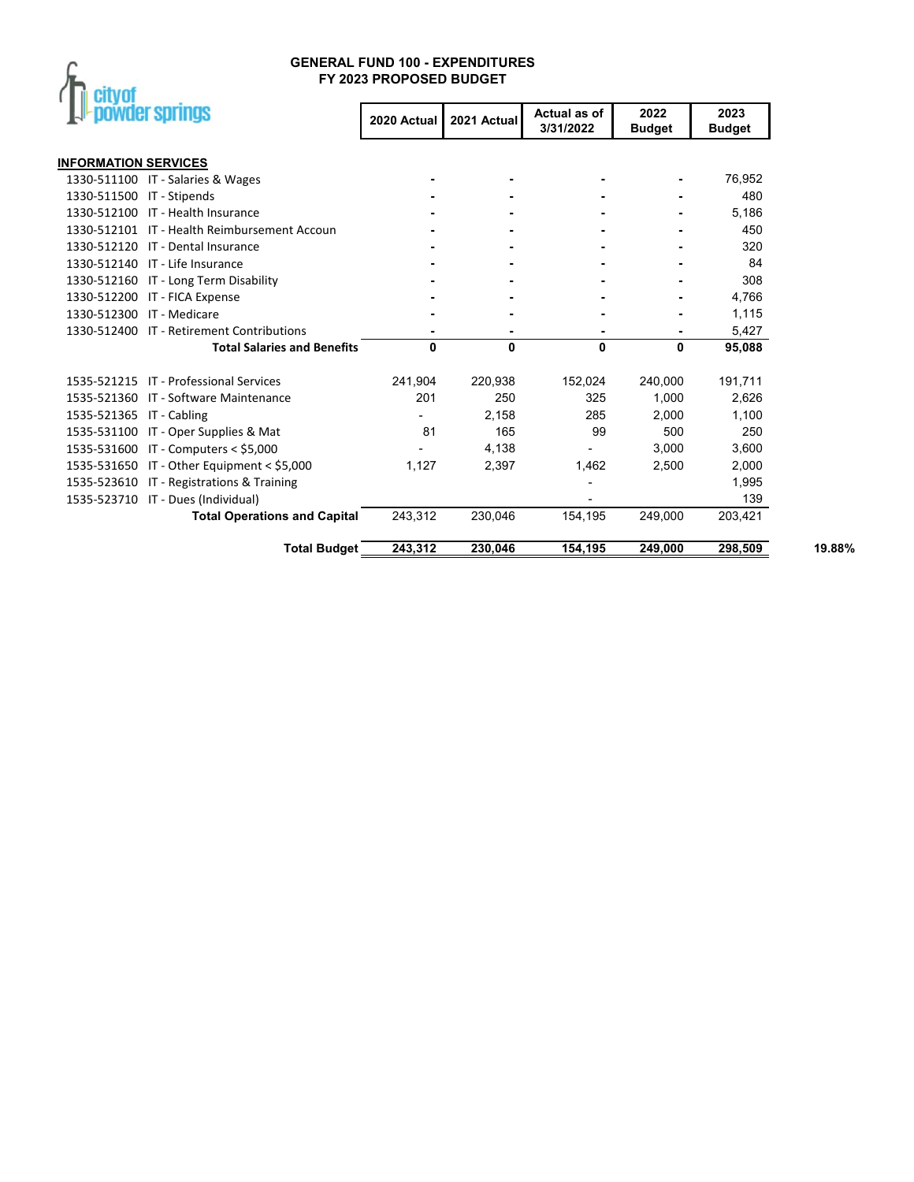# GENERAL FUND 100 - EXPENDITURES
## FY 2023 PROPOSED BUDGET

| | 2020 Actual | 2021 Actual | Actual as of 3/31/2022 | 2022 Budget | 2023 Budget | |
|---|---|---|---|---|---|---|
| **INFORMATION SERVICES** | | | | | | |
| 1330-511100 IT - Salaries & Wages | - | - | - | - | 76,952 | |
| 1330-511500 IT - Stipends | - | - | - | - | 480 | |
| 1330-512100 IT - Health Insurance | - | - | - | - | 5,186 | |
| 1330-512101 IT - Health Reimbursement Accoun | - | - | - | - | 450 | |
| 1330-512120 IT - Dental Insurance | - | - | - | - | 320 | |
| 1330-512140 IT - Life Insurance | - | - | - | - | 84 | |
| 1330-512160 IT - Long Term Disability | - | - | - | - | 308 | |
| 1330-512200 IT - FICA Expense | - | - | - | - | 4,766 | |
| 1330-512300 IT - Medicare | - | - | - | - | 1,115 | |
| 1330-512400 IT - Retirement Contributions | - | - | - | - | 5,427 | |
| **Total Salaries and Benefits** | **0** | **0** | **0** | **0** | **95,088** | |
| 1535-521215 IT - Professional Services | 241,904 | 220,938 | 152,024 | 240,000 | 191,711 | |
| 1535-521360 IT - Software Maintenance | 201 | 250 | 325 | 1,000 | 2,626 | |
| 1535-521365 IT - Cabling | - | 2,158 | 285 | 2,000 | 1,100 | |
| 1535-531100 IT - Oper Supplies & Mat | 81 | 165 | 99 | 500 | 250 | |
| 1535-531600 IT - Computers < $5,000 | - | 4,138 | - | 3,000 | 3,600 | |
| 1535-531650 IT - Other Equipment < $5,000 | 1,127 | 2,397 | 1,462 | 2,500 | 2,000 | |
| 1535-523610 IT - Registrations & Training | | | - | | 1,995 | |
| 1535-523710 IT - Dues (Individual) | | | - | | 139 | |
| **Total Operations and Capital** | 243,312 | 230,046 | 154,195 | 249,000 | 203,421 | |
| **Total Budget** | **243,312** | **230,046** | **154,195** | **249,000** | **298,509** | **19.88%** |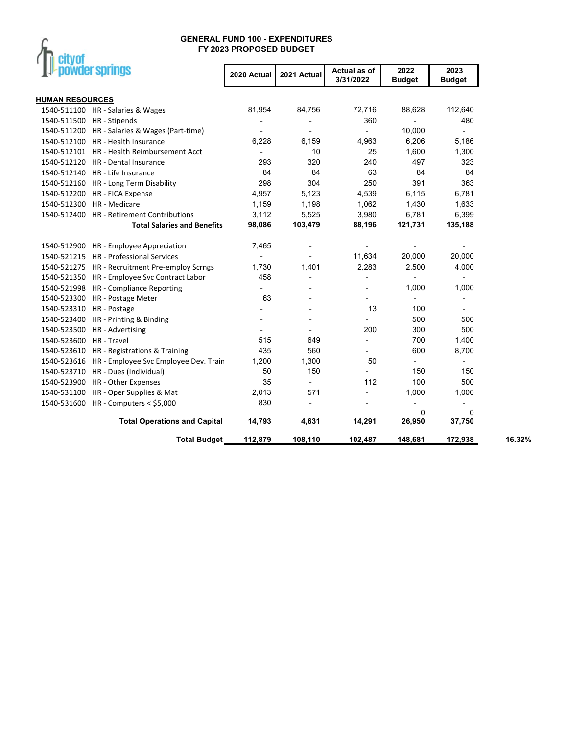# GENERAL FUND 100 - EXPENDITURES
## FY 2023 PROPOSED BUDGET

city of powder springs

| | | 2020 Actual | 2021 Actual | Actual as of 3/31/2022 | 2022 Budget | 2023 Budget | |
|---|---|---|---|---|---|---|---|
| **HUMAN RESOURCES** | | | | | | | |
| 1540-511100 | HR - Salaries & Wages | 81,954 | 84,756 | 72,716 | 88,628 | 112,640 | |
| 1540-511500 | HR - Stipends | - | - | 360 | - | 480 | |
| 1540-511200 | HR - Salaries & Wages (Part-time) | - | - | - | 10,000 | - | |
| 1540-512100 | HR - Health Insurance | 6,228 | 6,159 | 4,963 | 6,206 | 5,186 | |
| 1540-512101 | HR - Health Reimbursement Acct | - | 10 | 25 | 1,600 | 1,300 | |
| 1540-512120 | HR - Dental Insurance | 293 | 320 | 240 | 497 | 323 | |
| 1540-512140 | HR - Life Insurance | 84 | 84 | 63 | 84 | 84 | |
| 1540-512160 | HR - Long Term Disability | 298 | 304 | 250 | 391 | 363 | |
| 1540-512200 | HR - FICA Expense | 4,957 | 5,123 | 4,539 | 6,115 | 6,781 | |
| 1540-512300 | HR - Medicare | 1,159 | 1,198 | 1,062 | 1,430 | 1,633 | |
| 1540-512400 | HR - Retirement Contributions | 3,112 | 5,525 | 3,980 | 6,781 | 6,399 | |
| | **Total Salaries and Benefits** | **98,086** | **103,479** | **88,196** | **121,731** | **135,188** | |
| 1540-512900 | HR - Employee Appreciation | 7,465 | - | - | - | - | |
| 1540-521215 | HR - Professional Services | - | - | 11,634 | 20,000 | 20,000 | |
| 1540-521275 | HR - Recruitment Pre-employ Scrngs | 1,730 | 1,401 | 2,283 | 2,500 | 4,000 | |
| 1540-521350 | HR - Employee Svc Contract Labor | 458 | - | - | - | - | |
| 1540-521998 | HR - Compliance Reporting | - | - | - | 1,000 | 1,000 | |
| 1540-523300 | HR - Postage Meter | 63 | - | - | - | - | |
| 1540-523310 | HR - Postage | - | - | 13 | 100 | - | |
| 1540-523400 | HR - Printing & Binding | - | - | - | 500 | 500 | |
| 1540-523500 | HR - Advertising | - | - | 200 | 300 | 500 | |
| 1540-523600 | HR - Travel | 515 | 649 | - | 700 | 1,400 | |
| 1540-523610 | HR - Registrations & Training | 435 | 560 | - | 600 | 8,700 | |
| 1540-523616 | HR - Employee Svc Employee Dev. Train | 1,200 | 1,300 | 50 | - | - | |
| 1540-523710 | HR - Dues (Individual) | 50 | 150 | - | 150 | 150 | |
| 1540-523900 | HR - Other Expenses | 35 | - | 112 | 100 | 500 | |
| 1540-531100 | HR - Oper Supplies & Mat | 2,013 | 571 | - | 1,000 | 1,000 | |
| 1540-531600 | HR - Computers < $5,000 | 830 | - | - | - | - | |
| | | | | | 0 | 0 | |
| | **Total Operations and Capital** | **14,793** | **4,631** | **14,291** | **26,950** | **37,750** | |
| | **Total Budget** | **112,879** | **108,110** | **102,487** | **148,681** | **172,938** | **16.32%** |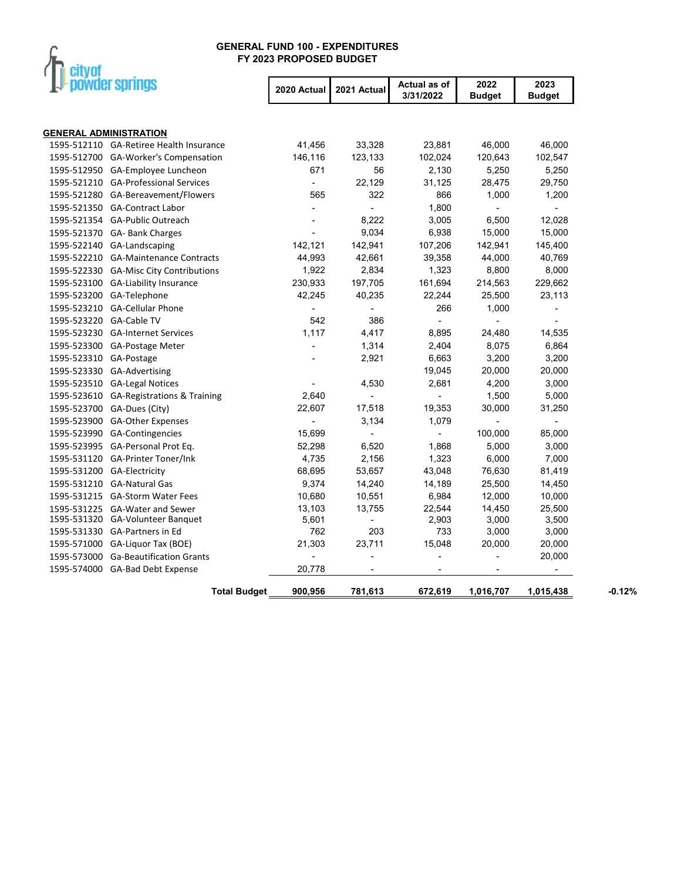# GENERAL FUND 100 - EXPENDITURES
## FY 2023 PROPOSED BUDGET

city of powder springs

### GENERAL ADMINISTRATION

| Account | Description | 2020 Actual | 2021 Actual | Actual as of 3/31/2022 | 2022 Budget | 2023 Budget |
|---|---|---|---|---|---|---|
| 1595-512110 | GA-Retiree Health Insurance | 41,456 | 33,328 | 23,881 | 46,000 | 46,000 |
| 1595-512700 | GA-Worker's Compensation | 146,116 | 123,133 | 102,024 | 120,643 | 102,547 |
| 1595-512950 | GA-Employee Luncheon | 671 | 56 | 2,130 | 5,250 | 5,250 |
| 1595-521210 | GA-Professional Services | - | 22,129 | 31,125 | 28,475 | 29,750 |
| 1595-521280 | GA-Bereavement/Flowers | 565 | 322 | 866 | 1,000 | 1,200 |
| 1595-521350 | GA-Contract Labor | - | - | 1,800 | - | - |
| 1595-521354 | GA-Public Outreach | - | 8,222 | 3,005 | 6,500 | 12,028 |
| 1595-521370 | GA- Bank Charges | - | 9,034 | 6,938 | 15,000 | 15,000 |
| 1595-522140 | GA-Landscaping | 142,121 | 142,941 | 107,206 | 142,941 | 145,400 |
| 1595-522210 | GA-Maintenance Contracts | 44,993 | 42,661 | 39,358 | 44,000 | 40,769 |
| 1595-522330 | GA-Misc City Contributions | 1,922 | 2,834 | 1,323 | 8,800 | 8,000 |
| 1595-523100 | GA-Liability Insurance | 230,933 | 197,705 | 161,694 | 214,563 | 229,662 |
| 1595-523200 | GA-Telephone | 42,245 | 40,235 | 22,244 | 25,500 | 23,113 |
| 1595-523210 | GA-Cellular Phone | - | - | 266 | 1,000 | - |
| 1595-523220 | GA-Cable TV | 542 | 386 | - | - | - |
| 1595-523230 | GA-Internet Services | 1,117 | 4,417 | 8,895 | 24,480 | 14,535 |
| 1595-523300 | GA-Postage Meter | - | 1,314 | 2,404 | 8,075 | 6,864 |
| 1595-523310 | GA-Postage | - | 2,921 | 6,663 | 3,200 | 3,200 |
| 1595-523330 | GA-Advertising | | | 19,045 | 20,000 | 20,000 |
| 1595-523510 | GA-Legal Notices | - | 4,530 | 2,681 | 4,200 | 3,000 |
| 1595-523610 | GA-Registrations & Training | 2,640 | - | - | 1,500 | 5,000 |
| 1595-523700 | GA-Dues (City) | 22,607 | 17,518 | 19,353 | 30,000 | 31,250 |
| 1595-523900 | GA-Other Expenses | - | 3,134 | 1,079 | - | - |
| 1595-523990 | GA-Contingencies | 15,699 | - | - | 100,000 | 85,000 |
| 1595-523995 | GA-Personal Prot Eq. | 52,298 | 6,520 | 1,868 | 5,000 | 3,000 |
| 1595-531120 | GA-Printer Toner/Ink | 4,735 | 2,156 | 1,323 | 6,000 | 7,000 |
| 1595-531200 | GA-Electricity | 68,695 | 53,657 | 43,048 | 76,630 | 81,419 |
| 1595-531210 | GA-Natural Gas | 9,374 | 14,240 | 14,189 | 25,500 | 14,450 |
| 1595-531215 | GA-Storm Water Fees | 10,680 | 10,551 | 6,984 | 12,000 | 10,000 |
| 1595-531225 | GA-Water and Sewer | 13,103 | 13,755 | 22,544 | 14,450 | 25,500 |
| 1595-531320 | GA-Volunteer Banquet | 5,601 | - | 2,903 | 3,000 | 3,500 |
| 1595-531330 | GA-Partners in Ed | 762 | 203 | 733 | 3,000 | 3,000 |
| 1595-571000 | GA-Liquor Tax (BOE) | 21,303 | 23,711 | 15,048 | 20,000 | 20,000 |
| 1595-573000 | Ga-Beautification Grants | - | - | - | - | 20,000 |
| 1595-574000 | GA-Bad Debt Expense | 20,778 | - | - | - | - |
| | **Total Budget** | **900,956** | **781,613** | **672,619** | **1,016,707** | **1,015,438** |

**-0.12%**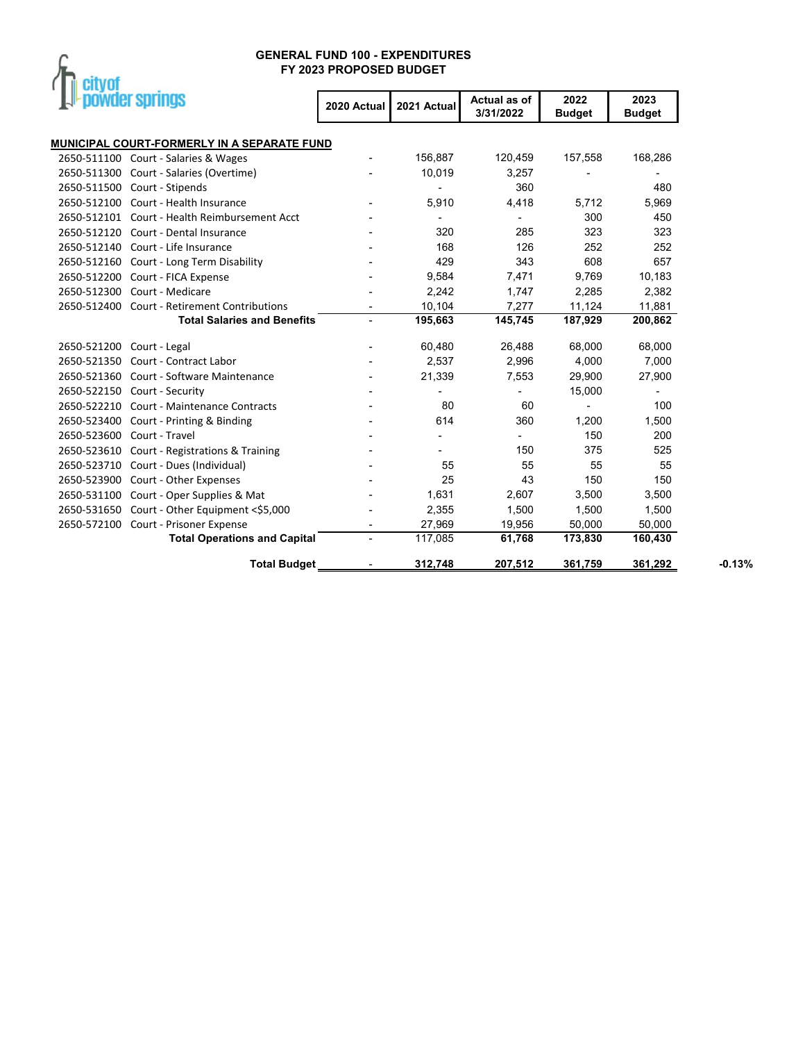# GENERAL FUND 100 - EXPENDITURES
## FY 2023 PROPOSED BUDGET

| | | 2020 Actual | 2021 Actual | Actual as of 3/31/2022 | 2022 Budget | 2023 Budget | |
|---|---|---|---|---|---|---|---|
| **MUNICIPAL COURT-FORMERLY IN A SEPARATE FUND** | | | | | | | |
| 2650-511100 | Court - Salaries & Wages | - | 156,887 | 120,459 | 157,558 | 168,286 | |
| 2650-511300 | Court - Salaries (Overtime) | - | 10,019 | 3,257 | - | - | |
| 2650-511500 | Court - Stipends | | - | 360 | | 480 | |
| 2650-512100 | Court - Health Insurance | - | 5,910 | 4,418 | 5,712 | 5,969 | |
| 2650-512101 | Court - Health Reimbursement Acct | - | - | - | 300 | 450 | |
| 2650-512120 | Court - Dental Insurance | - | 320 | 285 | 323 | 323 | |
| 2650-512140 | Court - Life Insurance | - | 168 | 126 | 252 | 252 | |
| 2650-512160 | Court - Long Term Disability | - | 429 | 343 | 608 | 657 | |
| 2650-512200 | Court - FICA Expense | - | 9,584 | 7,471 | 9,769 | 10,183 | |
| 2650-512300 | Court - Medicare | - | 2,242 | 1,747 | 2,285 | 2,382 | |
| 2650-512400 | Court - Retirement Contributions | - | 10,104 | 7,277 | 11,124 | 11,881 | |
| | **Total Salaries and Benefits** | **-** | **195,663** | **145,745** | **187,929** | **200,862** | |
| 2650-521200 | Court - Legal | - | 60,480 | 26,488 | 68,000 | 68,000 | |
| 2650-521350 | Court - Contract Labor | - | 2,537 | 2,996 | 4,000 | 7,000 | |
| 2650-521360 | Court - Software Maintenance | - | 21,339 | 7,553 | 29,900 | 27,900 | |
| 2650-522150 | Court - Security | - | - | - | 15,000 | - | |
| 2650-522210 | Court - Maintenance Contracts | - | 80 | 60 | - | 100 | |
| 2650-523400 | Court - Printing & Binding | - | 614 | 360 | 1,200 | 1,500 | |
| 2650-523600 | Court - Travel | - | - | - | 150 | 200 | |
| 2650-523610 | Court - Registrations & Training | - | - | 150 | 375 | 525 | |
| 2650-523710 | Court - Dues (Individual) | - | 55 | 55 | 55 | 55 | |
| 2650-523900 | Court - Other Expenses | - | 25 | 43 | 150 | 150 | |
| 2650-531100 | Court - Oper Supplies & Mat | - | 1,631 | 2,607 | 3,500 | 3,500 | |
| 2650-531650 | Court - Other Equipment <$5,000 | - | 2,355 | 1,500 | 1,500 | 1,500 | |
| 2650-572100 | Court - Prisoner Expense | - | 27,969 | 19,956 | 50,000 | 50,000 | |
| | **Total Operations and Capital** | **-** | **117,085** | **61,768** | **173,830** | **160,430** | |
| | **Total Budget** | **-** | **312,748** | **207,512** | **361,759** | **361,292** | **-0.13%** |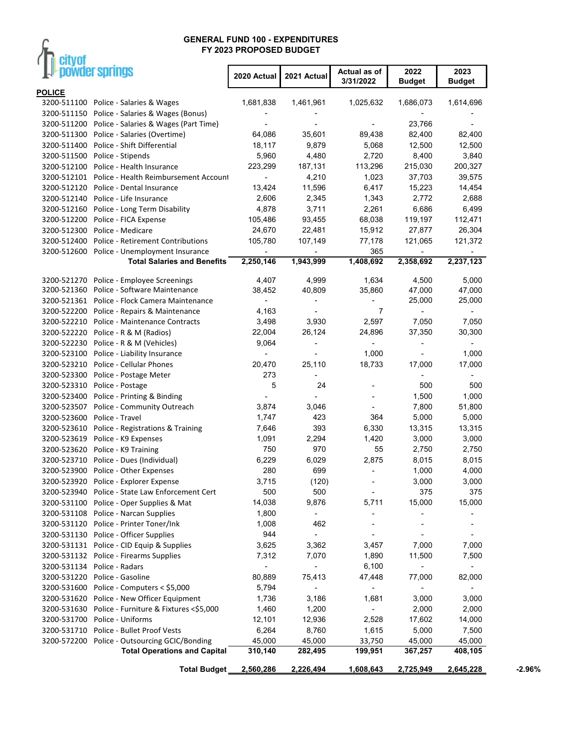# GENERAL FUND 100 - EXPENDITURES
## FY 2023 PROPOSED BUDGET

city of powder springs

| | | 2020 Actual | 2021 Actual | Actual as of 3/31/2022 | 2022 Budget | 2023 Budget | |
|---|---|---|---|---|---|---|---|
| **POLICE** | | | | | | | |
| 3200-511100 | Police - Salaries & Wages | 1,681,838 | 1,461,961 | 1,025,632 | 1,686,073 | 1,614,696 | |
| 3200-511150 | Police - Salaries & Wages (Bonus) | - | - | | - | - | |
| 3200-511200 | Police - Salaries & Wages (Part Time) | - | - | - | 23,766 | - | |
| 3200-511300 | Police - Salaries (Overtime) | 64,086 | 35,601 | 89,438 | 82,400 | 82,400 | |
| 3200-511400 | Police - Shift Differential | 18,117 | 9,879 | 5,068 | 12,500 | 12,500 | |
| 3200-511500 | Police - Stipends | 5,960 | 4,480 | 2,720 | 8,400 | 3,840 | |
| 3200-512100 | Police - Health Insurance | 223,299 | 187,131 | 113,296 | 215,030 | 200,327 | |
| 3200-512101 | Police - Health Reimbursement Account | - | 4,210 | 1,023 | 37,703 | 39,575 | |
| 3200-512120 | Police - Dental Insurance | 13,424 | 11,596 | 6,417 | 15,223 | 14,454 | |
| 3200-512140 | Police - Life Insurance | 2,606 | 2,345 | 1,343 | 2,772 | 2,688 | |
| 3200-512160 | Police - Long Term Disability | 4,878 | 3,711 | 2,261 | 6,686 | 6,499 | |
| 3200-512200 | Police - FICA Expense | 105,486 | 93,455 | 68,038 | 119,197 | 112,471 | |
| 3200-512300 | Police - Medicare | 24,670 | 22,481 | 15,912 | 27,877 | 26,304 | |
| 3200-512400 | Police - Retirement Contributions | 105,780 | 107,149 | 77,178 | 121,065 | 121,372 | |
| 3200-512600 | Police - Unemployment Insurance | - | - | 365 | - | - | |
| | **Total Salaries and Benefits** | **2,250,146** | **1,943,999** | **1,408,692** | **2,358,692** | **2,237,123** | |
| | | | | | | | |
| 3200-521270 | Police - Employee Screenings | 4,407 | 4,999 | 1,634 | 4,500 | 5,000 | |
| 3200-521360 | Police - Software Maintenance | 38,452 | 40,809 | 35,860 | 47,000 | 47,000 | |
| 3200-521361 | Police - Flock Camera Maintenance | - | - | - | 25,000 | 25,000 | |
| 3200-522200 | Police - Repairs & Maintenance | 4,163 | - | 7 | - | - | |
| 3200-522210 | Police - Maintenance Contracts | 3,498 | 3,930 | 2,597 | 7,050 | 7,050 | |
| 3200-522220 | Police - R & M (Radios) | 22,004 | 26,124 | 24,896 | 37,350 | 30,300 | |
| 3200-522230 | Police - R & M (Vehicles) | 9,064 | - | - | - | - | |
| 3200-523100 | Police - Liability Insurance | - | - | 1,000 | - | 1,000 | |
| 3200-523210 | Police - Cellular Phones | 20,470 | 25,110 | 18,733 | 17,000 | 17,000 | |
| 3200-523300 | Police - Postage Meter | 273 | - | | - | - | |
| 3200-523310 | Police - Postage | 5 | 24 | - | 500 | 500 | |
| 3200-523400 | Police - Printing & Binding | - | - | - | 1,500 | 1,000 | |
| 3200-523507 | Police - Community Outreach | 3,874 | 3,046 | - | 7,800 | 51,800 | |
| 3200-523600 | Police - Travel | 1,747 | 423 | 364 | 5,000 | 5,000 | |
| 3200-523610 | Police - Registrations & Training | 7,646 | 393 | 6,330 | 13,315 | 13,315 | |
| 3200-523619 | Police - K9 Expenses | 1,091 | 2,294 | 1,420 | 3,000 | 3,000 | |
| 3200-523620 | Police - K9 Training | 750 | 970 | 55 | 2,750 | 2,750 | |
| 3200-523710 | Police - Dues (Individual) | 6,229 | 6,029 | 2,875 | 8,015 | 8,015 | |
| 3200-523900 | Police - Other Expenses | 280 | 699 | - | 1,000 | 4,000 | |
| 3200-523920 | Police - Explorer Expense | 3,715 | (120) | - | 3,000 | 3,000 | |
| 3200-523940 | Police - State Law Enforcement Cert | 500 | 500 | - | 375 | 375 | |
| 3200-531100 | Police - Oper Supplies & Mat | 14,038 | 9,876 | 5,711 | 15,000 | 15,000 | |
| 3200-531108 | Police - Narcan Supplies | 1,800 | - | - | - | - | |
| 3200-531120 | Police - Printer Toner/Ink | 1,008 | 462 | - | - | - | |
| 3200-531130 | Police - Officer Supplies | 944 | - | - | - | - | |
| 3200-531131 | Police - CID Equip & Supplies | 3,625 | 3,362 | 3,457 | 7,000 | 7,000 | |
| 3200-531132 | Police - Firearms Supplies | 7,312 | 7,070 | 1,890 | 11,500 | 7,500 | |
| 3200-531134 | Police - Radars | - | - | 6,100 | - | - | |
| 3200-531220 | Police - Gasoline | 80,889 | 75,413 | 47,448 | 77,000 | 82,000 | |
| 3200-531600 | Police - Computers < $5,000 | 5,794 | - | - | - | - | |
| 3200-531620 | Police - New Officer Equipment | 1,736 | 3,186 | 1,681 | 3,000 | 3,000 | |
| 3200-531630 | Police - Furniture & Fixtures <$5,000 | 1,460 | 1,200 | - | 2,000 | 2,000 | |
| 3200-531700 | Police - Uniforms | 12,101 | 12,936 | 2,528 | 17,602 | 14,000 | |
| 3200-531710 | Police - Bullet Proof Vests | 6,264 | 8,760 | 1,615 | 5,000 | 7,500 | |
| 3200-572200 | Police - Outsourcing GCIC/Bonding | 45,000 | 45,000 | 33,750 | 45,000 | 45,000 | |
| | **Total Operations and Capital** | **310,140** | **282,495** | **199,951** | **367,257** | **408,105** | |
| | | | | | | | |
| | **Total Budget** | **2,560,286** | **2,226,494** | **1,608,643** | **2,725,949** | **2,645,228** | **-2.96%** |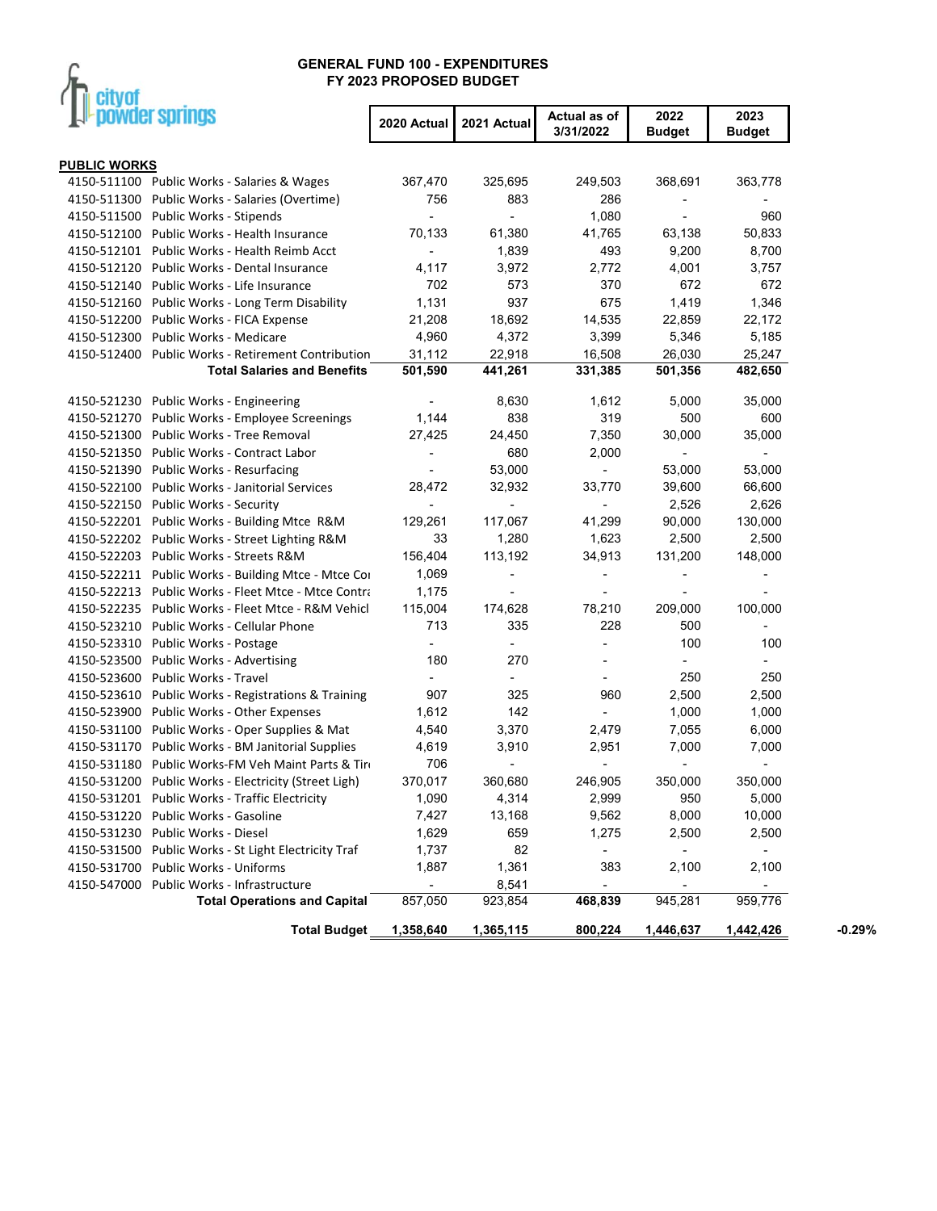## GENERAL FUND 100 - EXPENDITURES
## FY 2023 PROPOSED BUDGET

city of powder springs

| | | 2020 Actual | 2021 Actual | Actual as of 3/31/2022 | 2022 Budget | 2023 Budget | |
|---|---|---|---|---|---|---|---|
| **PUBLIC WORKS** | | | | | | | |
| 4150-511100 | Public Works - Salaries & Wages | 367,470 | 325,695 | 249,503 | 368,691 | 363,778 | |
| 4150-511300 | Public Works - Salaries (Overtime) | 756 | 883 | 286 | - | - | |
| 4150-511500 | Public Works - Stipends | - | - | 1,080 | - | 960 | |
| 4150-512100 | Public Works - Health Insurance | 70,133 | 61,380 | 41,765 | 63,138 | 50,833 | |
| 4150-512101 | Public Works - Health Reimb Acct | - | 1,839 | 493 | 9,200 | 8,700 | |
| 4150-512120 | Public Works - Dental Insurance | 4,117 | 3,972 | 2,772 | 4,001 | 3,757 | |
| 4150-512140 | Public Works - Life Insurance | 702 | 573 | 370 | 672 | 672 | |
| 4150-512160 | Public Works - Long Term Disability | 1,131 | 937 | 675 | 1,419 | 1,346 | |
| 4150-512200 | Public Works - FICA Expense | 21,208 | 18,692 | 14,535 | 22,859 | 22,172 | |
| 4150-512300 | Public Works - Medicare | 4,960 | 4,372 | 3,399 | 5,346 | 5,185 | |
| 4150-512400 | Public Works - Retirement Contribution | 31,112 | 22,918 | 16,508 | 26,030 | 25,247 | |
| | **Total Salaries and Benefits** | **501,590** | **441,261** | **331,385** | **501,356** | **482,650** | |
| 4150-521230 | Public Works - Engineering | - | 8,630 | 1,612 | 5,000 | 35,000 | |
| 4150-521270 | Public Works - Employee Screenings | 1,144 | 838 | 319 | 500 | 600 | |
| 4150-521300 | Public Works - Tree Removal | 27,425 | 24,450 | 7,350 | 30,000 | 35,000 | |
| 4150-521350 | Public Works - Contract Labor | - | 680 | 2,000 | - | - | |
| 4150-521390 | Public Works - Resurfacing | - | 53,000 | - | 53,000 | 53,000 | |
| 4150-522100 | Public Works - Janitorial Services | 28,472 | 32,932 | 33,770 | 39,600 | 66,600 | |
| 4150-522150 | Public Works - Security | - | - | - | 2,526 | 2,626 | |
| 4150-522201 | Public Works - Building Mtce R&M | 129,261 | 117,067 | 41,299 | 90,000 | 130,000 | |
| 4150-522202 | Public Works - Street Lighting R&M | 33 | 1,280 | 1,623 | 2,500 | 2,500 | |
| 4150-522203 | Public Works - Streets R&M | 156,404 | 113,192 | 34,913 | 131,200 | 148,000 | |
| 4150-522211 | Public Works - Building Mtce - Mtce Co | 1,069 | - | - | - | - | |
| 4150-522213 | Public Works - Fleet Mtce - Mtce Contra | 1,175 | - | - | - | - | |
| 4150-522235 | Public Works - Fleet Mtce - R&M Vehicl | 115,004 | 174,628 | 78,210 | 209,000 | 100,000 | |
| 4150-523210 | Public Works - Cellular Phone | 713 | 335 | 228 | 500 | - | |
| 4150-523310 | Public Works - Postage | - | - | - | 100 | 100 | |
| 4150-523500 | Public Works - Advertising | 180 | 270 | - | - | - | |
| 4150-523600 | Public Works - Travel | - | - | - | 250 | 250 | |
| 4150-523610 | Public Works - Registrations & Training | 907 | 325 | 960 | 2,500 | 2,500 | |
| 4150-523900 | Public Works - Other Expenses | 1,612 | 142 | - | 1,000 | 1,000 | |
| 4150-531100 | Public Works - Oper Supplies & Mat | 4,540 | 3,370 | 2,479 | 7,055 | 6,000 | |
| 4150-531170 | Public Works - BM Janitorial Supplies | 4,619 | 3,910 | 2,951 | 7,000 | 7,000 | |
| 4150-531180 | Public Works-FM Veh Maint Parts & Tir | 706 | - | - | - | - | |
| 4150-531200 | Public Works - Electricity (Street Ligh) | 370,017 | 360,680 | 246,905 | 350,000 | 350,000 | |
| 4150-531201 | Public Works - Traffic Electricity | 1,090 | 4,314 | 2,999 | 950 | 5,000 | |
| 4150-531220 | Public Works - Gasoline | 7,427 | 13,168 | 9,562 | 8,000 | 10,000 | |
| 4150-531230 | Public Works - Diesel | 1,629 | 659 | 1,275 | 2,500 | 2,500 | |
| 4150-531500 | Public Works - St Light Electricity Traf | 1,737 | 82 | - | - | - | |
| 4150-531700 | Public Works - Uniforms | 1,887 | 1,361 | 383 | 2,100 | 2,100 | |
| 4150-547000 | Public Works - Infrastructure | - | 8,541 | - | - | - | |
| | **Total Operations and Capital** | 857,050 | 923,854 | **468,839** | 945,281 | 959,776 | |
| | **Total Budget** | **1,358,640** | **1,365,115** | **800,224** | **1,446,637** | **1,442,426** | **-0.29%** |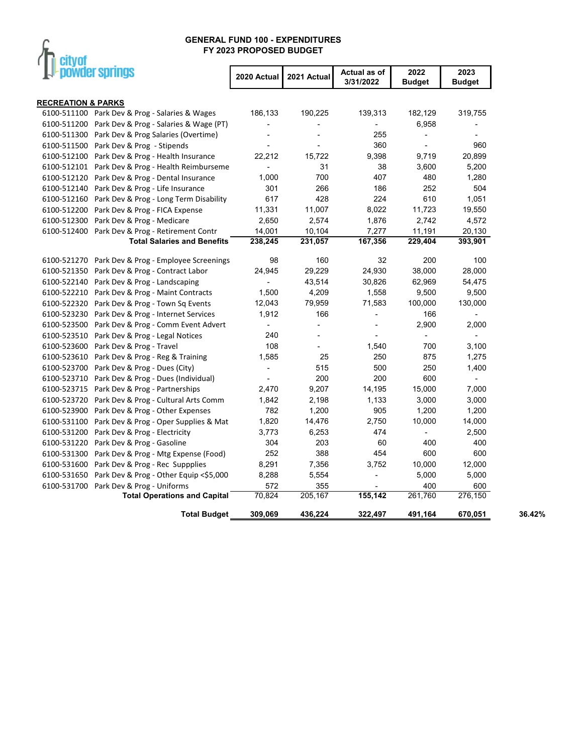# GENERAL FUND 100 - EXPENDITURES
## FY 2023 PROPOSED BUDGET

city of powder springs

| | | 2020 Actual | 2021 Actual | Actual as of 3/31/2022 | 2022 Budget | 2023 Budget | |
|---|---|---|---|---|---|---|---|
| **RECREATION & PARKS** | | | | | | | |
| 6100-511100 | Park Dev & Prog - Salaries & Wages | 186,133 | 190,225 | 139,313 | 182,129 | 319,755 | |
| 6100-511200 | Park Dev & Prog - Salaries & Wage (PT) | - | - | - | 6,958 | - | |
| 6100-511300 | Park Dev & Prog Salaries (Overtime) | - | - | 255 | - | - | |
| 6100-511500 | Park Dev & Prog - Stipends | - | - | 360 | - | 960 | |
| 6100-512100 | Park Dev & Prog - Health Insurance | 22,212 | 15,722 | 9,398 | 9,719 | 20,899 | |
| 6100-512101 | Park Dev & Prog - Health Reimburseme | - | 31 | 38 | 3,600 | 5,200 | |
| 6100-512120 | Park Dev & Prog - Dental Insurance | 1,000 | 700 | 407 | 480 | 1,280 | |
| 6100-512140 | Park Dev & Prog - Life Insurance | 301 | 266 | 186 | 252 | 504 | |
| 6100-512160 | Park Dev & Prog - Long Term Disability | 617 | 428 | 224 | 610 | 1,051 | |
| 6100-512200 | Park Dev & Prog - FICA Expense | 11,331 | 11,007 | 8,022 | 11,723 | 19,550 | |
| 6100-512300 | Park Dev & Prog - Medicare | 2,650 | 2,574 | 1,876 | 2,742 | 4,572 | |
| 6100-512400 | Park Dev & Prog - Retirement Contr | 14,001 | 10,104 | 7,277 | 11,191 | 20,130 | |
| | **Total Salaries and Benefits** | **238,245** | **231,057** | **167,356** | **229,404** | **393,901** | |
| 6100-521270 | Park Dev & Prog - Employee Screenings | 98 | 160 | 32 | 200 | 100 | |
| 6100-521350 | Park Dev & Prog - Contract Labor | 24,945 | 29,229 | 24,930 | 38,000 | 28,000 | |
| 6100-522140 | Park Dev & Prog - Landscaping | - | 43,514 | 30,826 | 62,969 | 54,475 | |
| 6100-522210 | Park Dev & Prog - Maint Contracts | 1,500 | 4,209 | 1,558 | 9,500 | 9,500 | |
| 6100-522320 | Park Dev & Prog - Town Sq Events | 12,043 | 79,959 | 71,583 | 100,000 | 130,000 | |
| 6100-523230 | Park Dev & Prog - Internet Services | 1,912 | 166 | - | 166 | - | |
| 6100-523500 | Park Dev & Prog - Comm Event Advert | - | - | - | 2,900 | 2,000 | |
| 6100-523510 | Park Dev & Prog - Legal Notices | 240 | - | - | - | - | |
| 6100-523600 | Park Dev & Prog - Travel | 108 | - | 1,540 | 700 | 3,100 | |
| 6100-523610 | Park Dev & Prog - Reg & Training | 1,585 | 25 | 250 | 875 | 1,275 | |
| 6100-523700 | Park Dev & Prog - Dues (City) | - | 515 | 500 | 250 | 1,400 | |
| 6100-523710 | Park Dev & Prog - Dues (Individual) | - | 200 | 200 | 600 | - | |
| 6100-523715 | Park Dev & Prog - Partnerships | 2,470 | 9,207 | 14,195 | 15,000 | 7,000 | |
| 6100-523720 | Park Dev & Prog - Cultural Arts Comm | 1,842 | 2,198 | 1,133 | 3,000 | 3,000 | |
| 6100-523900 | Park Dev & Prog - Other Expenses | 782 | 1,200 | 905 | 1,200 | 1,200 | |
| 6100-531100 | Park Dev & Prog - Oper Supplies & Mat | 1,820 | 14,476 | 2,750 | 10,000 | 14,000 | |
| 6100-531200 | Park Dev & Prog - Electricity | 3,773 | 6,253 | 474 | - | 2,500 | |
| 6100-531220 | Park Dev & Prog - Gasoline | 304 | 203 | 60 | 400 | 400 | |
| 6100-531300 | Park Dev & Prog - Mtg Expense (Food) | 252 | 388 | 454 | 600 | 600 | |
| 6100-531600 | Park Dev & Prog - Rec Suppplies | 8,291 | 7,356 | 3,752 | 10,000 | 12,000 | |
| 6100-531650 | Park Dev & Prog - Other Equip <$5,000 | 8,288 | 5,554 | - | 5,000 | 5,000 | |
| 6100-531700 | Park Dev & Prog - Uniforms | 572 | 355 | - | 400 | 600 | |
| | **Total Operations and Capital** | 70,824 | 205,167 | **155,142** | 261,760 | 276,150 | |
| | **Total Budget** | **309,069** | **436,224** | **322,497** | **491,164** | **670,051** | 36.42% |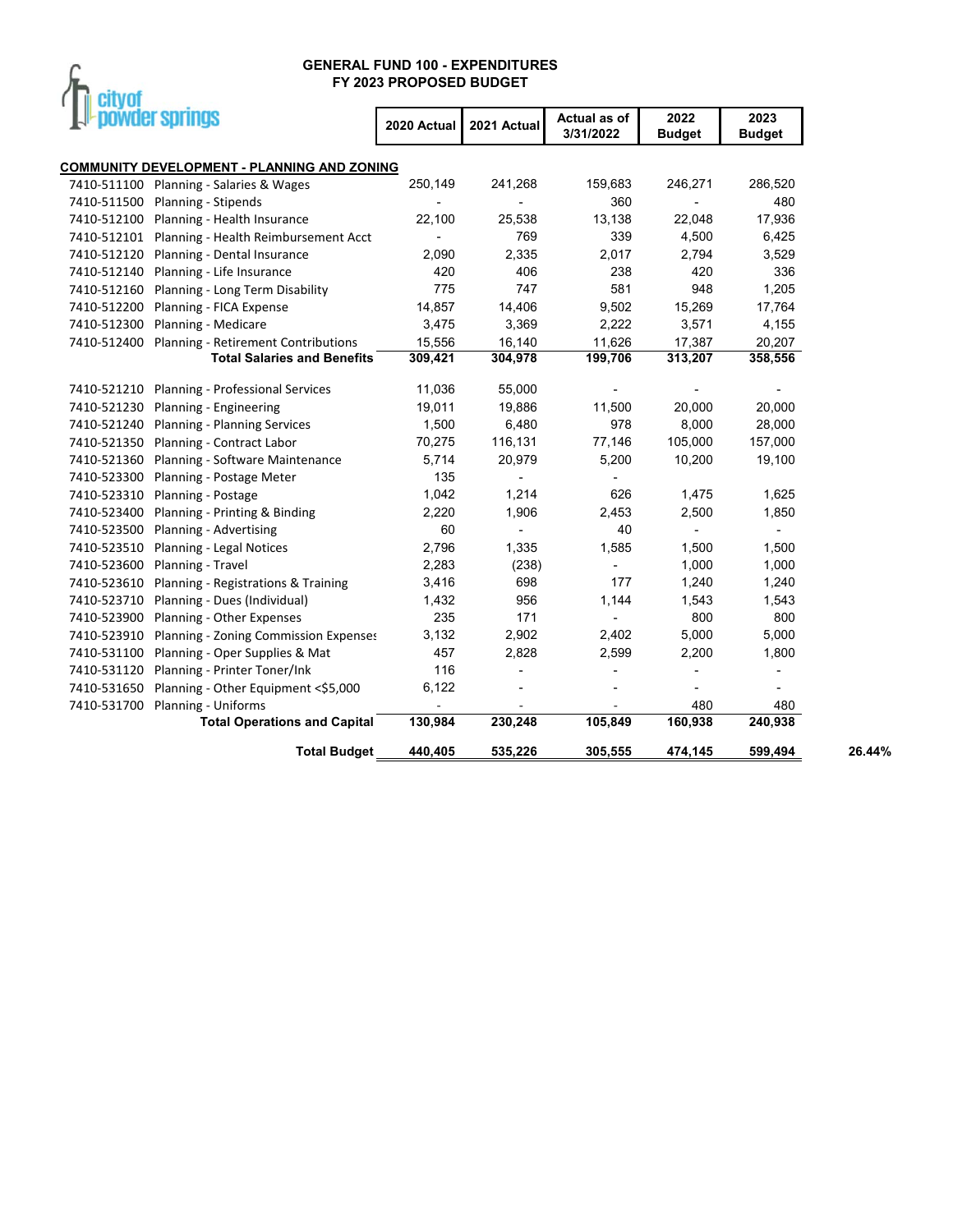# GENERAL FUND 100 - EXPENDITURES
## FY 2023 PROPOSED BUDGET

city of powder springs

| | | 2020 Actual | 2021 Actual | Actual as of 3/31/2022 | 2022 Budget | 2023 Budget | |
|---|---|---|---|---|---|---|---|
| **COMMUNITY DEVELOPMENT - PLANNING AND ZONING** | | | | | | | |
| 7410-511100 | Planning - Salaries & Wages | 250,149 | 241,268 | 159,683 | 246,271 | 286,520 | |
| 7410-511500 | Planning - Stipends | - | - | 360 | - | 480 | |
| 7410-512100 | Planning - Health Insurance | 22,100 | 25,538 | 13,138 | 22,048 | 17,936 | |
| 7410-512101 | Planning - Health Reimbursement Acct | - | 769 | 339 | 4,500 | 6,425 | |
| 7410-512120 | Planning - Dental Insurance | 2,090 | 2,335 | 2,017 | 2,794 | 3,529 | |
| 7410-512140 | Planning - Life Insurance | 420 | 406 | 238 | 420 | 336 | |
| 7410-512160 | Planning - Long Term Disability | 775 | 747 | 581 | 948 | 1,205 | |
| 7410-512200 | Planning - FICA Expense | 14,857 | 14,406 | 9,502 | 15,269 | 17,764 | |
| 7410-512300 | Planning - Medicare | 3,475 | 3,369 | 2,222 | 3,571 | 4,155 | |
| 7410-512400 | Planning - Retirement Contributions | 15,556 | 16,140 | 11,626 | 17,387 | 20,207 | |
| | **Total Salaries and Benefits** | **309,421** | **304,978** | **199,706** | **313,207** | **358,556** | |
| 7410-521210 | Planning - Professional Services | 11,036 | 55,000 | - | - | - | |
| 7410-521230 | Planning - Engineering | 19,011 | 19,886 | 11,500 | 20,000 | 20,000 | |
| 7410-521240 | Planning - Planning Services | 1,500 | 6,480 | 978 | 8,000 | 28,000 | |
| 7410-521350 | Planning - Contract Labor | 70,275 | 116,131 | 77,146 | 105,000 | 157,000 | |
| 7410-521360 | Planning - Software Maintenance | 5,714 | 20,979 | 5,200 | 10,200 | 19,100 | |
| 7410-523300 | Planning - Postage Meter | 135 | - | - | | | |
| 7410-523310 | Planning - Postage | 1,042 | 1,214 | 626 | 1,475 | 1,625 | |
| 7410-523400 | Planning - Printing & Binding | 2,220 | 1,906 | 2,453 | 2,500 | 1,850 | |
| 7410-523500 | Planning - Advertising | 60 | - | 40 | - | - | |
| 7410-523510 | Planning - Legal Notices | 2,796 | 1,335 | 1,585 | 1,500 | 1,500 | |
| 7410-523600 | Planning - Travel | 2,283 | (238) | - | 1,000 | 1,000 | |
| 7410-523610 | Planning - Registrations & Training | 3,416 | 698 | 177 | 1,240 | 1,240 | |
| 7410-523710 | Planning - Dues (Individual) | 1,432 | 956 | 1,144 | 1,543 | 1,543 | |
| 7410-523900 | Planning - Other Expenses | 235 | 171 | - | 800 | 800 | |
| 7410-523910 | Planning - Zoning Commission Expenses | 3,132 | 2,902 | 2,402 | 5,000 | 5,000 | |
| 7410-531100 | Planning - Oper Supplies & Mat | 457 | 2,828 | 2,599 | 2,200 | 1,800 | |
| 7410-531120 | Planning - Printer Toner/Ink | 116 | - | - | - | - | |
| 7410-531650 | Planning - Other Equipment <$5,000 | 6,122 | - | - | - | - | |
| 7410-531700 | Planning - Uniforms | - | - | - | 480 | 480 | |
| | **Total Operations and Capital** | **130,984** | **230,248** | **105,849** | **160,938** | **240,938** | |
| | **Total Budget** | **440,405** | **535,226** | **305,555** | **474,145** | **599,494** | **26.44%** |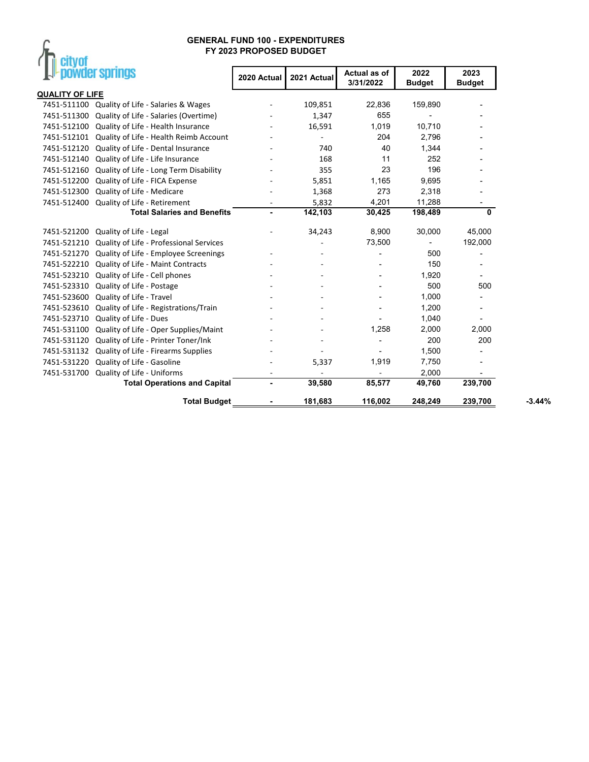# GENERAL FUND 100 - EXPENDITURES
## FY 2023 PROPOSED BUDGET

city of powder springs

| | | 2020 Actual | 2021 Actual | Actual as of 3/31/2022 | 2022 Budget | 2023 Budget | |
|---|---|---|---|---|---|---|---|
| **QUALITY OF LIFE** | | | | | | | |
| 7451-511100 | Quality of Life - Salaries & Wages | - | 109,851 | 22,836 | 159,890 | - | |
| 7451-511300 | Quality of Life - Salaries (Overtime) | - | 1,347 | 655 | - | - | |
| 7451-512100 | Quality of Life - Health Insurance | - | 16,591 | 1,019 | 10,710 | - | |
| 7451-512101 | Quality of Life - Health Reimb Account | - | - | 204 | 2,796 | - | |
| 7451-512120 | Quality of Life - Dental Insurance | - | 740 | 40 | 1,344 | - | |
| 7451-512140 | Quality of Life - Life Insurance | - | 168 | 11 | 252 | - | |
| 7451-512160 | Quality of Life - Long Term Disability | - | 355 | 23 | 196 | - | |
| 7451-512200 | Quality of Life - FICA Expense | - | 5,851 | 1,165 | 9,695 | - | |
| 7451-512300 | Quality of Life - Medicare | - | 1,368 | 273 | 2,318 | - | |
| 7451-512400 | Quality of Life - Retirement | - | 5,832 | 4,201 | 11,288 | - | |
| | **Total Salaries and Benefits** | **-** | **142,103** | **30,425** | **198,489** | **0** | |
| 7451-521200 | Quality of Life - Legal | - | 34,243 | 8,900 | 30,000 | 45,000 | |
| 7451-521210 | Quality of Life - Professional Services | | - | 73,500 | - | 192,000 | |
| 7451-521270 | Quality of Life - Employee Screenings | - | - | - | 500 | - | |
| 7451-522210 | Quality of Life - Maint Contracts | - | - | - | 150 | - | |
| 7451-523210 | Quality of Life - Cell phones | - | - | - | 1,920 | - | |
| 7451-523310 | Quality of Life - Postage | - | - | - | 500 | 500 | |
| 7451-523600 | Quality of Life - Travel | - | - | - | 1,000 | - | |
| 7451-523610 | Quality of Life - Registrations/Train | - | - | - | 1,200 | - | |
| 7451-523710 | Quality of Life - Dues | - | - | - | 1,040 | - | |
| 7451-531100 | Quality of Life - Oper Supplies/Maint | - | - | 1,258 | 2,000 | 2,000 | |
| 7451-531120 | Quality of Life - Printer Toner/Ink | - | - | - | 200 | 200 | |
| 7451-531132 | Quality of Life - Firearms Supplies | - | - | - | 1,500 | - | |
| 7451-531220 | Quality of Life - Gasoline | - | 5,337 | 1,919 | 7,750 | - | |
| 7451-531700 | Quality of Life - Uniforms | - | - | - | 2,000 | - | |
| | **Total Operations and Capital** | **-** | **39,580** | **85,577** | **49,760** | **239,700** | |
| | **Total Budget** | **-** | **181,683** | **116,002** | **248,249** | **239,700** | -3.44% |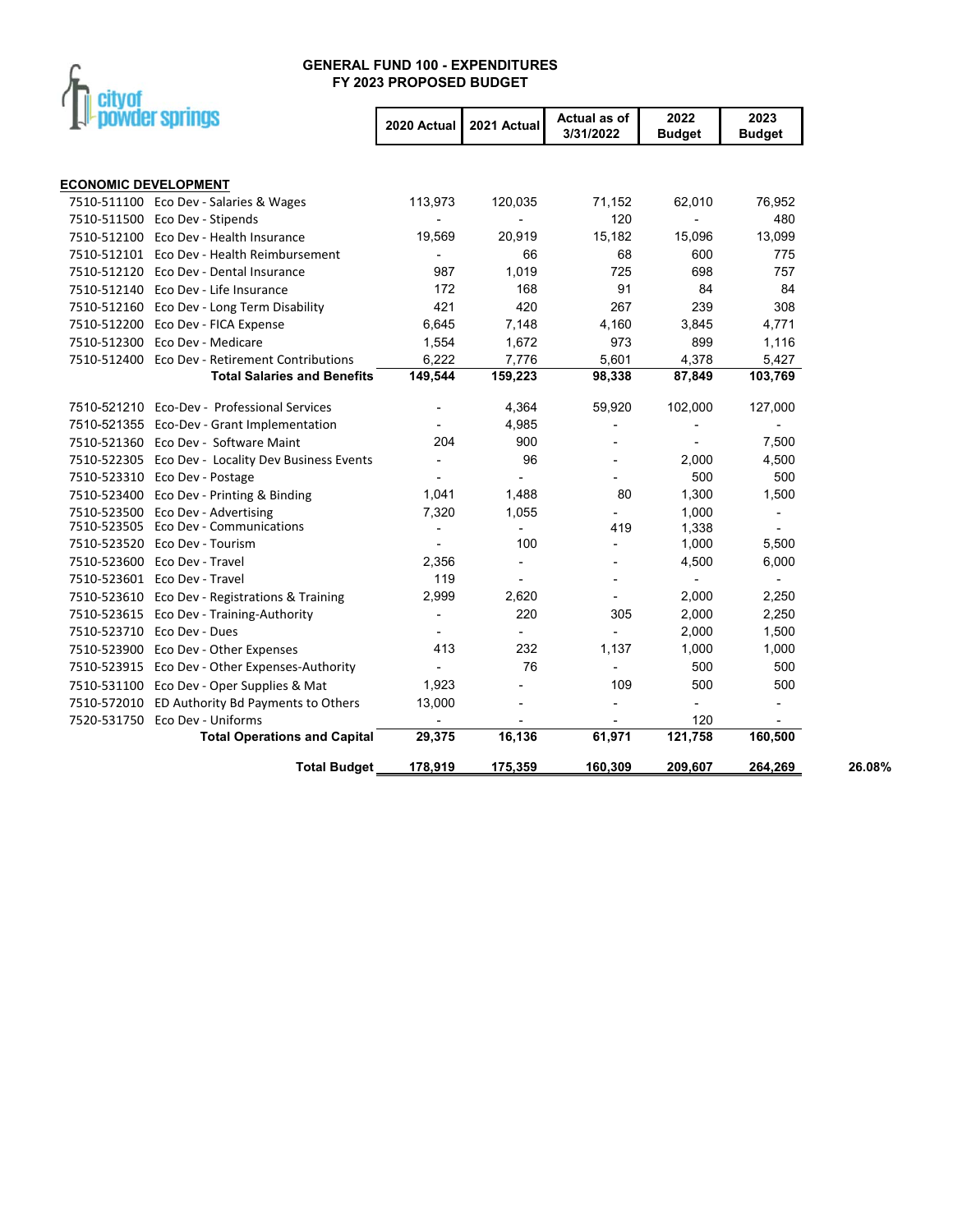# GENERAL FUND 100 - EXPENDITURES
## FY 2023 PROPOSED BUDGET

city of powder springs

| | | 2020 Actual | 2021 Actual | Actual as of 3/31/2022 | 2022 Budget | 2023 Budget | |
|---|---|---|---|---|---|---|---|
| **ECONOMIC DEVELOPMENT** | | | | | | | |
| 7510-511100 | Eco Dev - Salaries & Wages | 113,973 | 120,035 | 71,152 | 62,010 | 76,952 | |
| 7510-511500 | Eco Dev - Stipends | - | - | 120 | - | 480 | |
| 7510-512100 | Eco Dev - Health Insurance | 19,569 | 20,919 | 15,182 | 15,096 | 13,099 | |
| 7510-512101 | Eco Dev - Health Reimbursement | - | 66 | 68 | 600 | 775 | |
| 7510-512120 | Eco Dev - Dental Insurance | 987 | 1,019 | 725 | 698 | 757 | |
| 7510-512140 | Eco Dev - Life Insurance | 172 | 168 | 91 | 84 | 84 | |
| 7510-512160 | Eco Dev - Long Term Disability | 421 | 420 | 267 | 239 | 308 | |
| 7510-512200 | Eco Dev - FICA Expense | 6,645 | 7,148 | 4,160 | 3,845 | 4,771 | |
| 7510-512300 | Eco Dev - Medicare | 1,554 | 1,672 | 973 | 899 | 1,116 | |
| 7510-512400 | Eco Dev - Retirement Contributions | 6,222 | 7,776 | 5,601 | 4,378 | 5,427 | |
| | **Total Salaries and Benefits** | **149,544** | **159,223** | **98,338** | **87,849** | **103,769** | |
| 7510-521210 | Eco-Dev - Professional Services | - | 4,364 | 59,920 | 102,000 | 127,000 | |
| 7510-521355 | Eco-Dev - Grant Implementation | - | 4,985 | - | - | - | |
| 7510-521360 | Eco Dev - Software Maint | 204 | 900 | - | - | 7,500 | |
| 7510-522305 | Eco Dev - Locality Dev Business Events | - | 96 | - | 2,000 | 4,500 | |
| 7510-523310 | Eco Dev - Postage | - | - | - | 500 | 500 | |
| 7510-523400 | Eco Dev - Printing & Binding | 1,041 | 1,488 | 80 | 1,300 | 1,500 | |
| 7510-523500 | Eco Dev - Advertising | 7,320 | 1,055 | - | 1,000 | - | |
| 7510-523505 | Eco Dev - Communications | - | - | 419 | 1,338 | - | |
| 7510-523520 | Eco Dev - Tourism | - | 100 | - | 1,000 | 5,500 | |
| 7510-523600 | Eco Dev - Travel | 2,356 | - | - | 4,500 | 6,000 | |
| 7510-523601 | Eco Dev - Travel | 119 | - | - | - | - | |
| 7510-523610 | Eco Dev - Registrations & Training | 2,999 | 2,620 | - | 2,000 | 2,250 | |
| 7510-523615 | Eco Dev - Training-Authority | - | 220 | 305 | 2,000 | 2,250 | |
| 7510-523710 | Eco Dev - Dues | - | - | - | 2,000 | 1,500 | |
| 7510-523900 | Eco Dev - Other Expenses | 413 | 232 | 1,137 | 1,000 | 1,000 | |
| 7510-523915 | Eco Dev - Other Expenses-Authority | - | 76 | - | 500 | 500 | |
| 7510-531100 | Eco Dev - Oper Supplies & Mat | 1,923 | - | 109 | 500 | 500 | |
| 7510-572010 | ED Authority Bd Payments to Others | 13,000 | - | - | - | - | |
| 7520-531750 | Eco Dev - Uniforms | - | - | - | 120 | - | |
| | **Total Operations and Capital** | **29,375** | **16,136** | **61,971** | **121,758** | **160,500** | |
| | **Total Budget** | **178,919** | **175,359** | **160,309** | **209,607** | **264,269** | **26.08%** |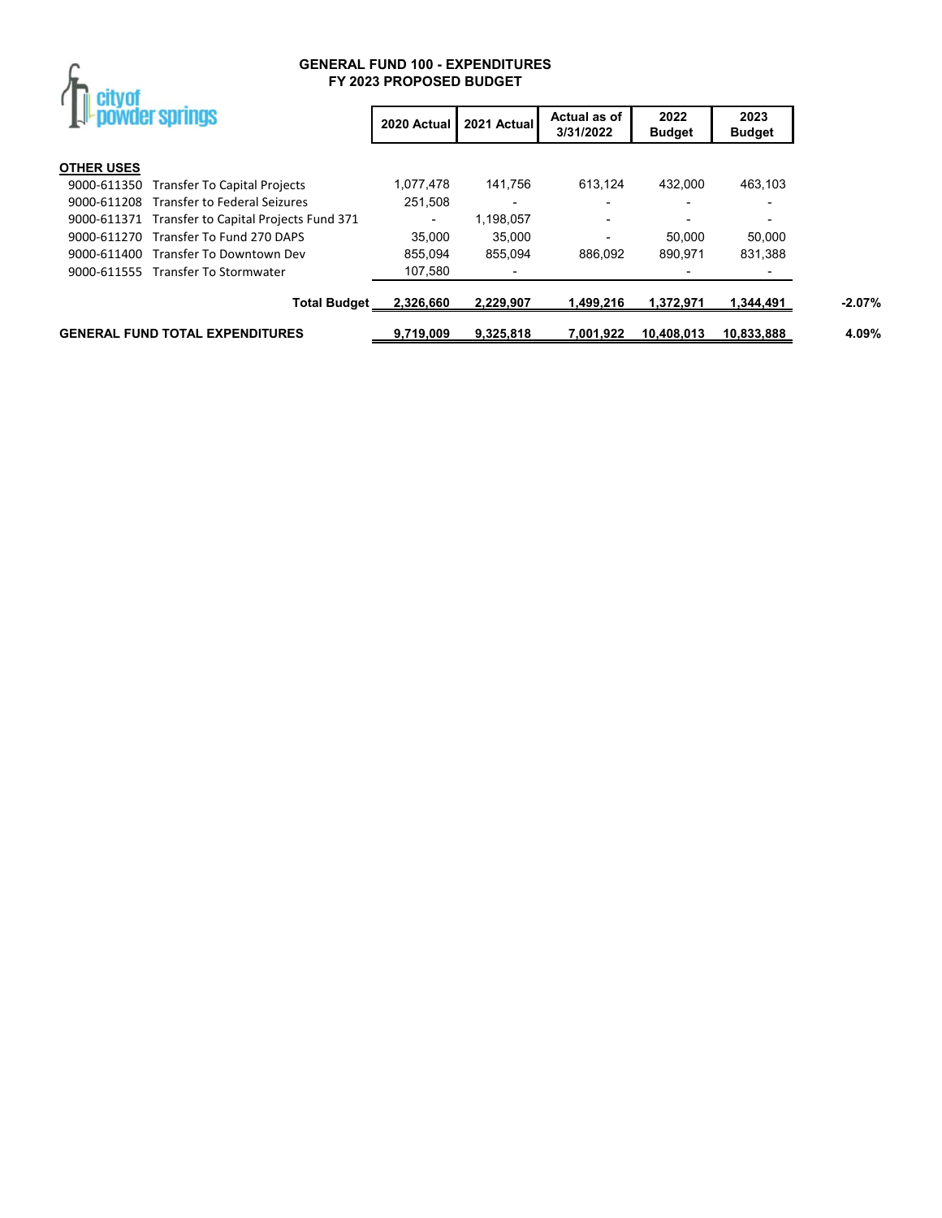# GENERAL FUND 100 - EXPENDITURES
## FY 2023 PROPOSED BUDGET

city of powder springs

| | | 2020 Actual | 2021 Actual | Actual as of 3/31/2022 | 2022 Budget | 2023 Budget | |
|---|---|---|---|---|---|---|---|
| **OTHER USES** | | | | | | | |
| 9000-611350 | Transfer To Capital Projects | 1,077,478 | 141,756 | 613,124 | 432,000 | 463,103 | |
| 9000-611208 | Transfer to Federal Seizures | 251,508 | - | - | - | - | |
| 9000-611371 | Transfer to Capital Projects Fund 371 | - | 1,198,057 | - | - | - | |
| 9000-611270 | Transfer To Fund 270 DAPS | 35,000 | 35,000 | - | 50,000 | 50,000 | |
| 9000-611400 | Transfer To Downtown Dev | 855,094 | 855,094 | 886,092 | 890,971 | 831,388 | |
| 9000-611555 | Transfer To Stormwater | 107,580 | - | | - | - | |
| | **Total Budget** | **2,326,660** | **2,229,907** | **1,499,216** | **1,372,971** | **1,344,491** | **-2.07%** |
| **GENERAL FUND TOTAL EXPENDITURES** | | **9,719,009** | **9,325,818** | **7,001,922** | **10,408,013** | **10,833,888** | **4.09%** |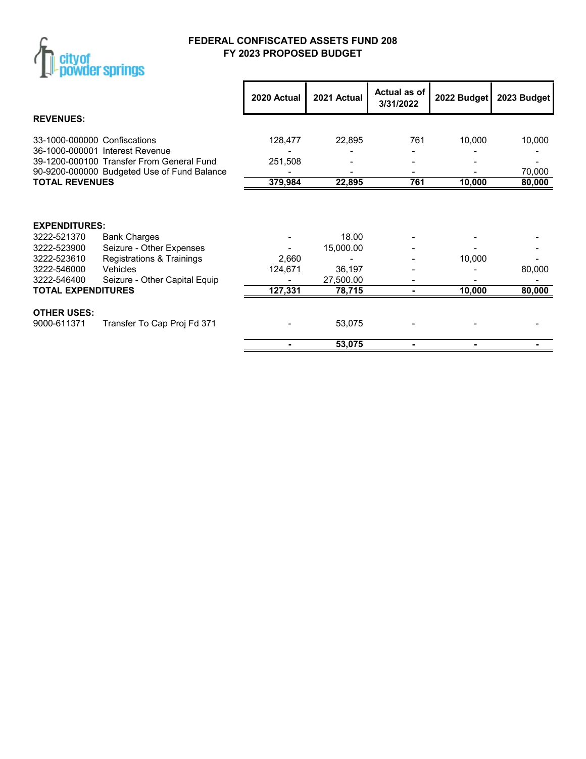# FEDERAL CONFISCATED ASSETS FUND 208
## FY 2023 PROPOSED BUDGET

| | | 2020 Actual | 2021 Actual | Actual as of 3/31/2022 | 2022 Budget | 2023 Budget |
|---|---|---|---|---|---|---|
| **REVENUES:** | | | | | | |
| 33-1000-000000 | Confiscations | 128,477 | 22,895 | 761 | 10,000 | 10,000 |
| 36-1000-000001 | Interest Revenue | - | - | - | - | - |
| 39-1200-000100 | Transfer From General Fund | 251,508 | - | - | - | - |
| 90-9200-000000 | Budgeted Use of Fund Balance | - | - | - | - | 70,000 |
| **TOTAL REVENUES** | | **379,984** | **22,895** | **761** | **10,000** | **80,000** |
| **EXPENDITURES:** | | | | | | |
| 3222-521370 | Bank Charges | - | 18.00 | - | - | - |
| 3222-523900 | Seizure - Other Expenses | - | 15,000.00 | - | - | - |
| 3222-523610 | Registrations & Trainings | 2,660 | - | - | 10,000 | - |
| 3222-546000 | Vehicles | 124,671 | 36,197 | - | - | 80,000 |
| 3222-546400 | Seizure - Other Capital Equip | - | 27,500.00 | - | - | - |
| **TOTAL EXPENDITURES** | | **127,331** | **78,715** | **-** | **10,000** | **80,000** |
| **OTHER USES:** | | | | | | |
| 9000-611371 | Transfer To Cap Proj Fd 371 | - | 53,075 | - | - | - |
| | | **-** | **53,075** | **-** | **-** | **-** |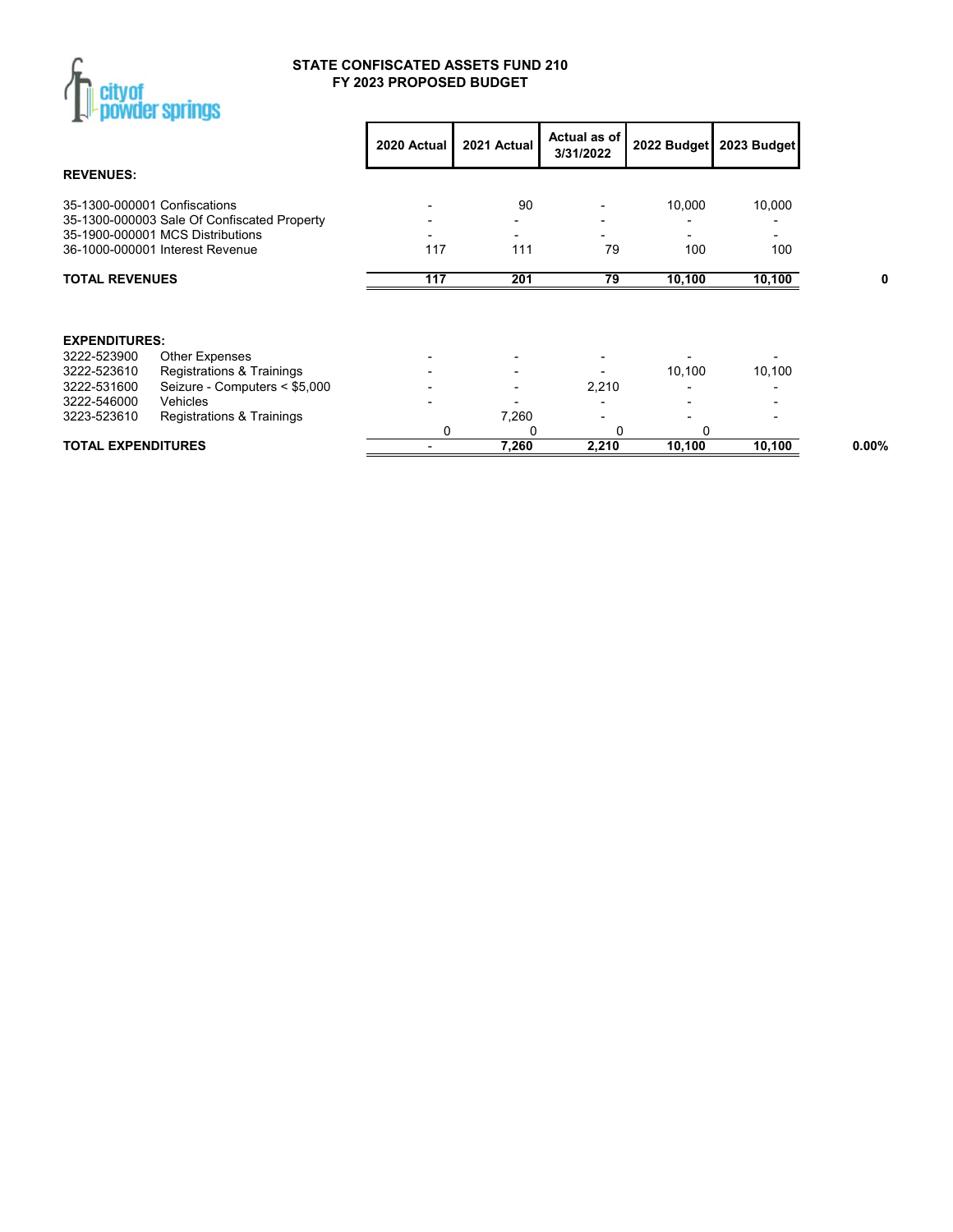# STATE CONFISCATED ASSETS FUND 210
## FY 2023 PROPOSED BUDGET

| | 2020 Actual | 2021 Actual | Actual as of 3/31/2022 | 2022 Budget | 2023 Budget | |
|---|---|---|---|---|---|---|
| **REVENUES:** | | | | | | |
| 35-1300-000001 Confiscations | - | 90 | - | 10,000 | 10,000 | |
| 35-1300-000003 Sale Of Confiscated Property | - | - | - | - | - | |
| 35-1900-000001 MCS Distributions | - | - | - | - | - | |
| 36-1000-000001 Interest Revenue | 117 | 111 | 79 | 100 | 100 | |
| **TOTAL REVENUES** | **117** | **201** | **79** | **10,100** | **10,100** | **0** |
| **EXPENDITURES:** | | | | | | |
| 3222-523900 Other Expenses | - | - | - | - | - | |
| 3222-523610 Registrations & Trainings | - | - | - | 10,100 | 10,100 | |
| 3222-531600 Seizure - Computers < $5,000 | - | - | 2,210 | - | - | |
| 3222-546000 Vehicles | - | - | - | - | - | |
| 3223-523610 Registrations & Trainings | | 7,260 | - | - | - | |
| | 0 | 0 | 0 | 0 | | |
| **TOTAL EXPENDITURES** | **-** | **7,260** | **2,210** | **10,100** | **10,100** | **0.00%** |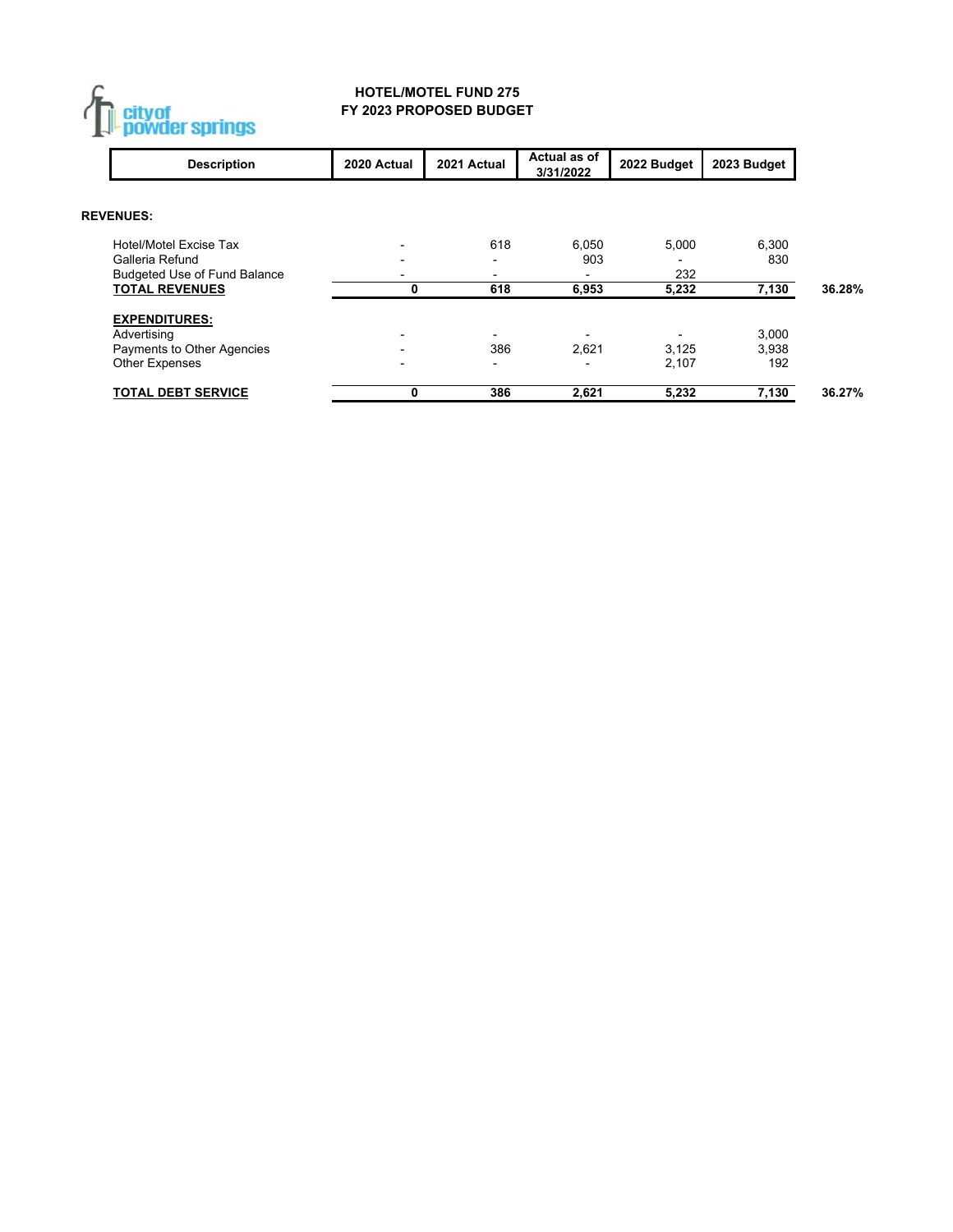**city of powder springs**

# HOTEL/MOTEL FUND 275
## FY 2023 PROPOSED BUDGET

| Description | 2020 Actual | 2021 Actual | Actual as of 3/31/2022 | 2022 Budget | 2023 Budget | |
|---|---|---|---|---|---|---|
| **REVENUES:** | | | | | | |
| Hotel/Motel Excise Tax | - | 618 | 6,050 | 5,000 | 6,300 | |
| Galleria Refund | - | - | 903 | - | 830 | |
| Budgeted Use of Fund Balance | - | - | - | 232 | | |
| **TOTAL REVENUES** | **0** | **618** | **6,953** | **5,232** | **7,130** | **36.28%** |
| **EXPENDITURES:** | | | | | | |
| Advertising | - | - | - | - | 3,000 | |
| Payments to Other Agencies | - | 386 | 2,621 | 3,125 | 3,938 | |
| Other Expenses | - | - | - | 2,107 | 192 | |
| **TOTAL DEBT SERVICE** | **0** | **386** | **2,621** | **5,232** | **7,130** | **36.27%** |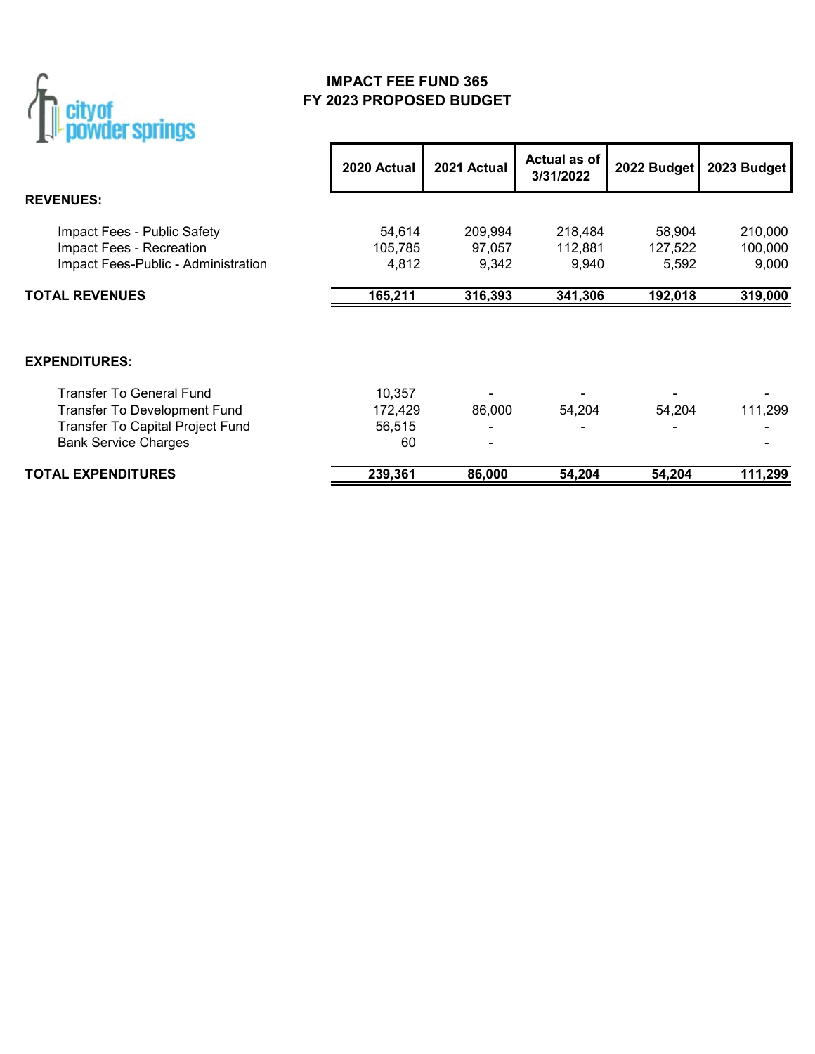# IMPACT FEE FUND 365
## FY 2023 PROPOSED BUDGET

| | 2020 Actual | 2021 Actual | Actual as of 3/31/2022 | 2022 Budget | 2023 Budget |
|---|---|---|---|---|---|
| **REVENUES:** | | | | | |
| Impact Fees - Public Safety | 54,614 | 209,994 | 218,484 | 58,904 | 210,000 |
| Impact Fees - Recreation | 105,785 | 97,057 | 112,881 | 127,522 | 100,000 |
| Impact Fees-Public - Administration | 4,812 | 9,342 | 9,940 | 5,592 | 9,000 |
| **TOTAL REVENUES** | **165,211** | **316,393** | **341,306** | **192,018** | **319,000** |
| | | | | | |
| **EXPENDITURES:** | | | | | |
| Transfer To General Fund | 10,357 | - | - | - | - |
| Transfer To Development Fund | 172,429 | 86,000 | 54,204 | 54,204 | 111,299 |
| Transfer To Capital Project Fund | 56,515 | - | - | - | - |
| Bank Service Charges | 60 | - | | | - |
| **TOTAL EXPENDITURES** | **239,361** | **86,000** | **54,204** | **54,204** | **111,299** |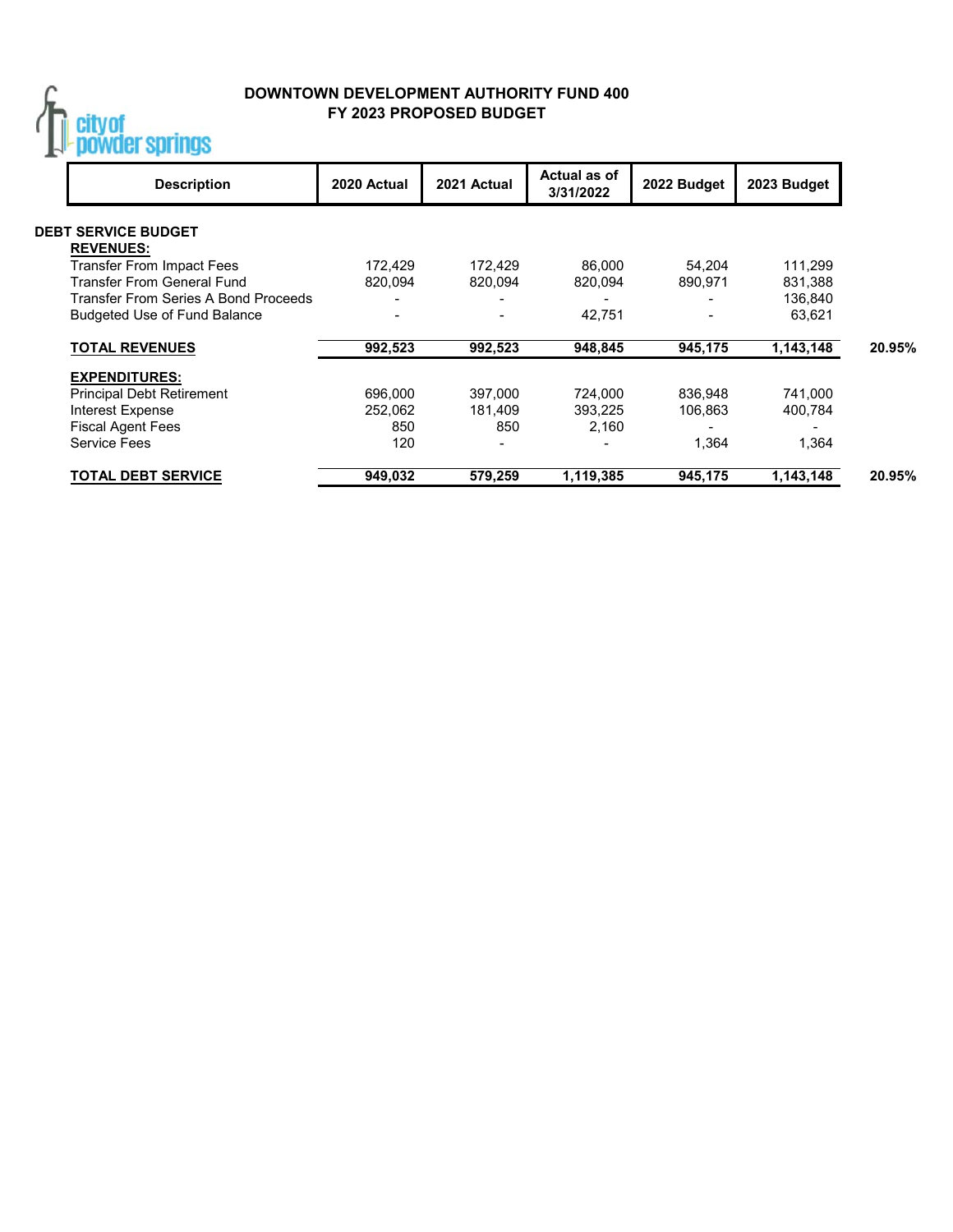# DOWNTOWN DEVELOPMENT AUTHORITY FUND 400
## FY 2023 PROPOSED BUDGET

| Description | 2020 Actual | 2021 Actual | Actual as of 3/31/2022 | 2022 Budget | 2023 Budget | |
|---|---|---|---|---|---|---|
| **DEBT SERVICE BUDGET** | | | | | | |
| **REVENUES:** | | | | | | |
| Transfer From Impact Fees | 172,429 | 172,429 | 86,000 | 54,204 | 111,299 | |
| Transfer From General Fund | 820,094 | 820,094 | 820,094 | 890,971 | 831,388 | |
| Transfer From Series A Bond Proceeds | - | - | - | - | 136,840 | |
| Budgeted Use of Fund Balance | - | - | 42,751 | - | 63,621 | |
| **TOTAL REVENUES** | **992,523** | **992,523** | **948,845** | **945,175** | **1,143,148** | **20.95%** |
| **EXPENDITURES:** | | | | | | |
| Principal Debt Retirement | 696,000 | 397,000 | 724,000 | 836,948 | 741,000 | |
| Interest Expense | 252,062 | 181,409 | 393,225 | 106,863 | 400,784 | |
| Fiscal Agent Fees | 850 | 850 | 2,160 | - | - | |
| Service Fees | 120 | - | - | 1,364 | 1,364 | |
| **TOTAL DEBT SERVICE** | **949,032** | **579,259** | **1,119,385** | **945,175** | **1,143,148** | **20.95%** |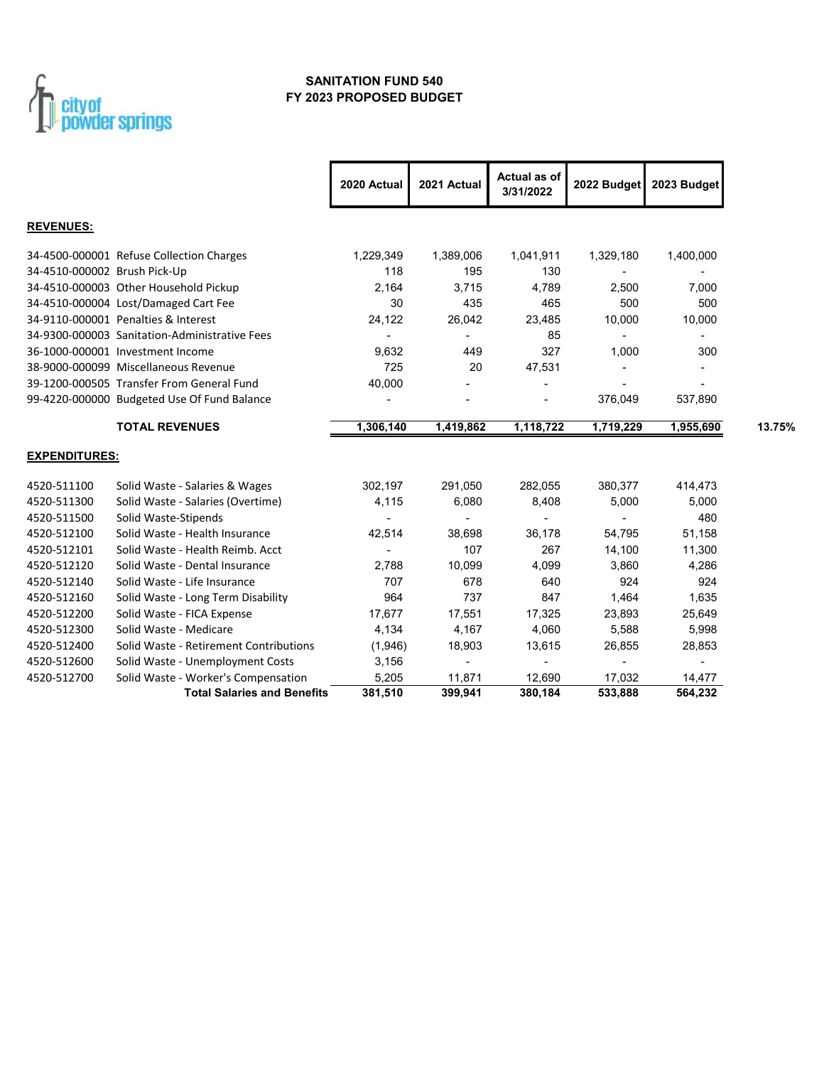# SANITATION FUND 540
## FY 2023 PROPOSED BUDGET

| | | 2020 Actual | 2021 Actual | Actual as of 3/31/2022 | 2022 Budget | 2023 Budget | |
|---|---|---|---|---|---|---|---|
| **REVENUES:** | | | | | | | |
| 34-4500-000001 | Refuse Collection Charges | 1,229,349 | 1,389,006 | 1,041,911 | 1,329,180 | 1,400,000 | |
| 34-4510-000002 | Brush Pick-Up | 118 | 195 | 130 | - | - | |
| 34-4510-000003 | Other Household Pickup | 2,164 | 3,715 | 4,789 | 2,500 | 7,000 | |
| 34-4510-000004 | Lost/Damaged Cart Fee | 30 | 435 | 465 | 500 | 500 | |
| 34-9110-000001 | Penalties & Interest | 24,122 | 26,042 | 23,485 | 10,000 | 10,000 | |
| 34-9300-000003 | Sanitation-Administrative Fees | - | - | 85 | - | - | |
| 36-1000-000001 | Investment Income | 9,632 | 449 | 327 | 1,000 | 300 | |
| 38-9000-000099 | Miscellaneous Revenue | 725 | 20 | 47,531 | - | - | |
| 39-1200-000505 | Transfer From General Fund | 40,000 | - | - | - | - | |
| 99-4220-000000 | Budgeted Use Of Fund Balance | - | - | - | 376,049 | 537,890 | |
| | **TOTAL REVENUES** | **1,306,140** | **1,419,862** | **1,118,722** | **1,719,229** | **1,955,690** | **13.75%** |
| **EXPENDITURES:** | | | | | | | |
| 4520-511100 | Solid Waste - Salaries & Wages | 302,197 | 291,050 | 282,055 | 380,377 | 414,473 | |
| 4520-511300 | Solid Waste - Salaries (Overtime) | 4,115 | 6,080 | 8,408 | 5,000 | 5,000 | |
| 4520-511500 | Solid Waste-Stipends | - | - | - | - | 480 | |
| 4520-512100 | Solid Waste - Health Insurance | 42,514 | 38,698 | 36,178 | 54,795 | 51,158 | |
| 4520-512101 | Solid Waste - Health Reimb. Acct | - | 107 | 267 | 14,100 | 11,300 | |
| 4520-512120 | Solid Waste - Dental Insurance | 2,788 | 10,099 | 4,099 | 3,860 | 4,286 | |
| 4520-512140 | Solid Waste - Life Insurance | 707 | 678 | 640 | 924 | 924 | |
| 4520-512160 | Solid Waste - Long Term Disability | 964 | 737 | 847 | 1,464 | 1,635 | |
| 4520-512200 | Solid Waste - FICA Expense | 17,677 | 17,551 | 17,325 | 23,893 | 25,649 | |
| 4520-512300 | Solid Waste - Medicare | 4,134 | 4,167 | 4,060 | 5,588 | 5,998 | |
| 4520-512400 | Solid Waste - Retirement Contributions | (1,946) | 18,903 | 13,615 | 26,855 | 28,853 | |
| 4520-512600 | Solid Waste - Unemployment Costs | 3,156 | - | - | - | - | |
| 4520-512700 | Solid Waste - Worker's Compensation | 5,205 | 11,871 | 12,690 | 17,032 | 14,477 | |
| | **Total Salaries and Benefits** | **381,510** | **399,941** | **380,184** | **533,888** | **564,232** | |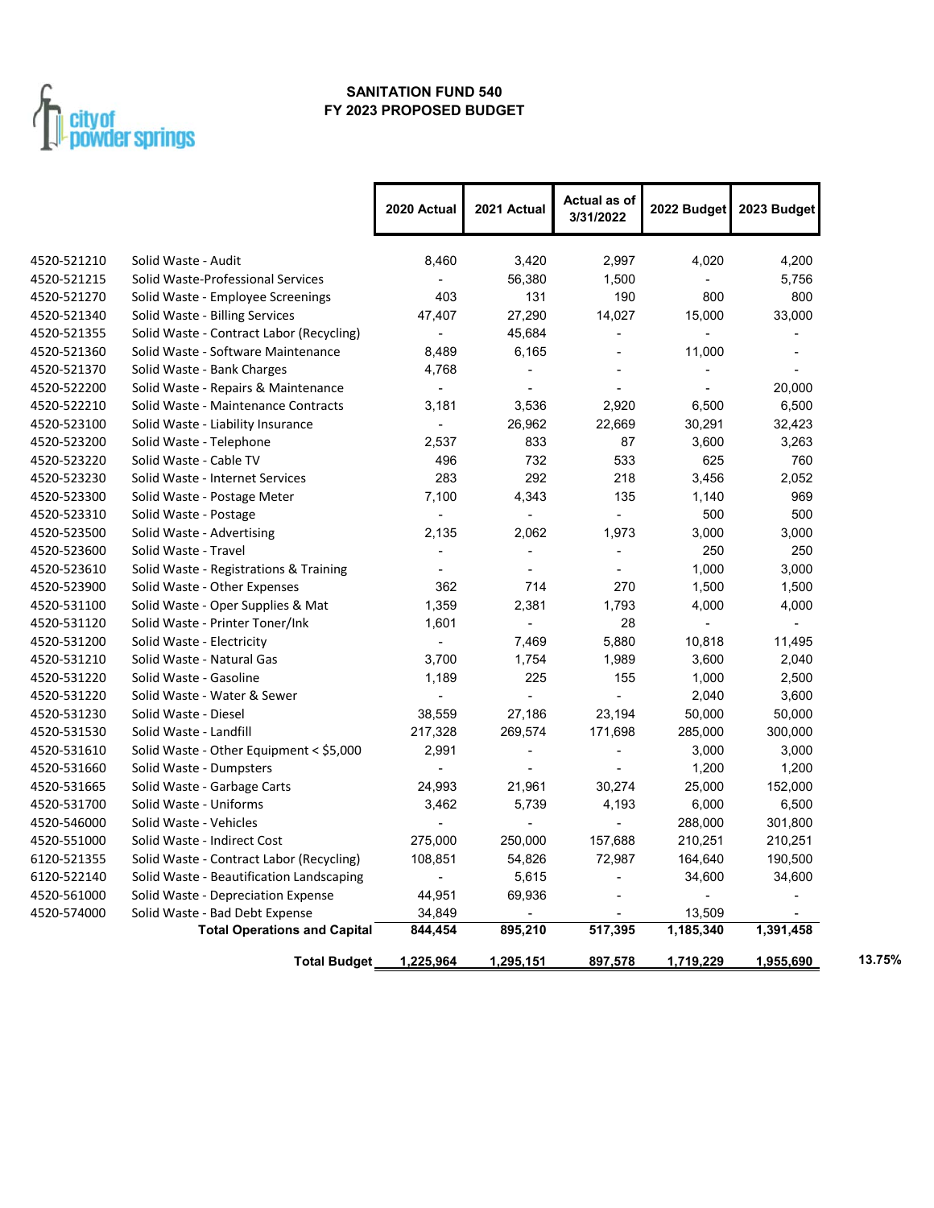city of powder springs

# SANITATION FUND 540
## FY 2023 PROPOSED BUDGET

| Account | Description | 2020 Actual | 2021 Actual | Actual as of 3/31/2022 | 2022 Budget | 2023 Budget | |
|---|---|---|---|---|---|---|---|
| 4520-521210 | Solid Waste - Audit | 8,460 | 3,420 | 2,997 | 4,020 | 4,200 | |
| 4520-521215 | Solid Waste-Professional Services | - | 56,380 | 1,500 | - | 5,756 | |
| 4520-521270 | Solid Waste - Employee Screenings | 403 | 131 | 190 | 800 | 800 | |
| 4520-521340 | Solid Waste - Billing Services | 47,407 | 27,290 | 14,027 | 15,000 | 33,000 | |
| 4520-521355 | Solid Waste - Contract Labor (Recycling) | - | 45,684 | - | - | - | |
| 4520-521360 | Solid Waste - Software Maintenance | 8,489 | 6,165 | - | 11,000 | - | |
| 4520-521370 | Solid Waste - Bank Charges | 4,768 | - | - | - | - | |
| 4520-522200 | Solid Waste - Repairs & Maintenance | - | - | - | - | 20,000 | |
| 4520-522210 | Solid Waste - Maintenance Contracts | 3,181 | 3,536 | 2,920 | 6,500 | 6,500 | |
| 4520-523100 | Solid Waste - Liability Insurance | - | 26,962 | 22,669 | 30,291 | 32,423 | |
| 4520-523200 | Solid Waste - Telephone | 2,537 | 833 | 87 | 3,600 | 3,263 | |
| 4520-523220 | Solid Waste - Cable TV | 496 | 732 | 533 | 625 | 760 | |
| 4520-523230 | Solid Waste - Internet Services | 283 | 292 | 218 | 3,456 | 2,052 | |
| 4520-523300 | Solid Waste - Postage Meter | 7,100 | 4,343 | 135 | 1,140 | 969 | |
| 4520-523310 | Solid Waste - Postage | - | - | - | 500 | 500 | |
| 4520-523500 | Solid Waste - Advertising | 2,135 | 2,062 | 1,973 | 3,000 | 3,000 | |
| 4520-523600 | Solid Waste - Travel | - | - | - | 250 | 250 | |
| 4520-523610 | Solid Waste - Registrations & Training | - | - | - | 1,000 | 3,000 | |
| 4520-523900 | Solid Waste - Other Expenses | 362 | 714 | 270 | 1,500 | 1,500 | |
| 4520-531100 | Solid Waste - Oper Supplies & Mat | 1,359 | 2,381 | 1,793 | 4,000 | 4,000 | |
| 4520-531120 | Solid Waste - Printer Toner/Ink | 1,601 | - | 28 | - | - | |
| 4520-531200 | Solid Waste - Electricity | - | 7,469 | 5,880 | 10,818 | 11,495 | |
| 4520-531210 | Solid Waste - Natural Gas | 3,700 | 1,754 | 1,989 | 3,600 | 2,040 | |
| 4520-531220 | Solid Waste - Gasoline | 1,189 | 225 | 155 | 1,000 | 2,500 | |
| 4520-531220 | Solid Waste - Water & Sewer | - | - | - | 2,040 | 3,600 | |
| 4520-531230 | Solid Waste - Diesel | 38,559 | 27,186 | 23,194 | 50,000 | 50,000 | |
| 4520-531530 | Solid Waste - Landfill | 217,328 | 269,574 | 171,698 | 285,000 | 300,000 | |
| 4520-531610 | Solid Waste - Other Equipment < $5,000 | 2,991 | - | - | 3,000 | 3,000 | |
| 4520-531660 | Solid Waste - Dumpsters | - | - | - | 1,200 | 1,200 | |
| 4520-531665 | Solid Waste - Garbage Carts | 24,993 | 21,961 | 30,274 | 25,000 | 152,000 | |
| 4520-531700 | Solid Waste - Uniforms | 3,462 | 5,739 | 4,193 | 6,000 | 6,500 | |
| 4520-546000 | Solid Waste - Vehicles | - | - | - | 288,000 | 301,800 | |
| 4520-551000 | Solid Waste - Indirect Cost | 275,000 | 250,000 | 157,688 | 210,251 | 210,251 | |
| 6120-521355 | Solid Waste - Contract Labor (Recycling) | 108,851 | 54,826 | 72,987 | 164,640 | 190,500 | |
| 6120-522140 | Solid Waste - Beautification Landscaping | - | 5,615 | - | 34,600 | 34,600 | |
| 4520-561000 | Solid Waste - Depreciation Expense | 44,951 | 69,936 | - | - | - | |
| 4520-574000 | Solid Waste - Bad Debt Expense | 34,849 | - | - | 13,509 | - | |
| | **Total Operations and Capital** | **844,454** | **895,210** | **517,395** | **1,185,340** | **1,391,458** | |
| | **Total Budget** | **1,225,964** | **1,295,151** | **897,578** | **1,719,229** | **1,955,690** | **13.75%** |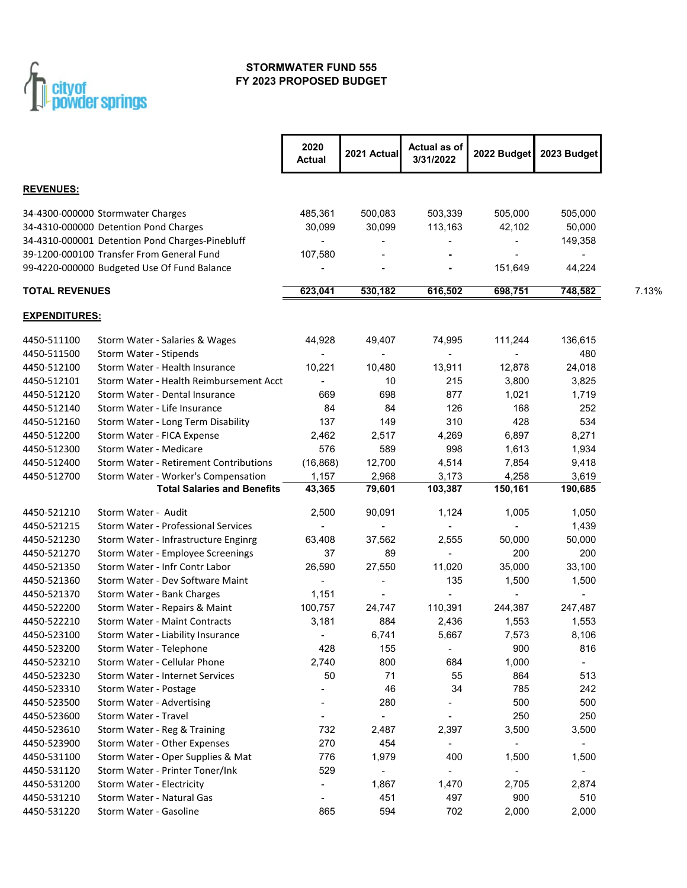city of powder springs

# STORMWATER FUND 555
## FY 2023 PROPOSED BUDGET

| | | 2020 Actual | 2021 Actual | Actual as of 3/31/2022 | 2022 Budget | 2023 Budget | |
|---|---|---|---|---|---|---|---|
| **REVENUES:** | | | | | | | |
| 34-4300-000000 | Stormwater Charges | 485,361 | 500,083 | 503,339 | 505,000 | 505,000 | |
| 34-4310-000000 | Detention Pond Charges | 30,099 | 30,099 | 113,163 | 42,102 | 50,000 | |
| 34-4310-000001 | Detention Pond Charges-Pinebluff | - | - | - | - | 149,358 | |
| 39-1200-000100 | Transfer From General Fund | 107,580 | - | - | - | - | |
| 99-4220-000000 | Budgeted Use Of Fund Balance | - | - | - | 151,649 | 44,224 | |
| **TOTAL REVENUES** | | **623,041** | **530,182** | **616,502** | **698,751** | **748,582** | 7.13% |
| **EXPENDITURES:** | | | | | | | |
| 4450-511100 | Storm Water - Salaries & Wages | 44,928 | 49,407 | 74,995 | 111,244 | 136,615 | |
| 4450-511500 | Storm Water - Stipends | - | - | - | - | 480 | |
| 4450-512100 | Storm Water - Health Insurance | 10,221 | 10,480 | 13,911 | 12,878 | 24,018 | |
| 4450-512101 | Storm Water - Health Reimbursement Acct | - | 10 | 215 | 3,800 | 3,825 | |
| 4450-512120 | Storm Water - Dental Insurance | 669 | 698 | 877 | 1,021 | 1,719 | |
| 4450-512140 | Storm Water - Life Insurance | 84 | 84 | 126 | 168 | 252 | |
| 4450-512160 | Storm Water - Long Term Disability | 137 | 149 | 310 | 428 | 534 | |
| 4450-512200 | Storm Water - FICA Expense | 2,462 | 2,517 | 4,269 | 6,897 | 8,271 | |
| 4450-512300 | Storm Water - Medicare | 576 | 589 | 998 | 1,613 | 1,934 | |
| 4450-512400 | Storm Water - Retirement Contributions | (16,868) | 12,700 | 4,514 | 7,854 | 9,418 | |
| 4450-512700 | Storm Water - Worker's Compensation | 1,157 | 2,968 | 3,173 | 4,258 | 3,619 | |
| | **Total Salaries and Benefits** | **43,365** | **79,601** | **103,387** | **150,161** | **190,685** | |
| 4450-521210 | Storm Water - Audit | 2,500 | 90,091 | 1,124 | 1,005 | 1,050 | |
| 4450-521215 | Storm Water - Professional Services | - | - | - | - | 1,439 | |
| 4450-521230 | Storm Water - Infrastructure Enginrg | 63,408 | 37,562 | 2,555 | 50,000 | 50,000 | |
| 4450-521270 | Storm Water - Employee Screenings | 37 | 89 | - | 200 | 200 | |
| 4450-521350 | Storm Water - Infr Contr Labor | 26,590 | 27,550 | 11,020 | 35,000 | 33,100 | |
| 4450-521360 | Storm Water - Dev Software Maint | - | - | 135 | 1,500 | 1,500 | |
| 4450-521370 | Storm Water - Bank Charges | 1,151 | - | - | - | - | |
| 4450-522200 | Storm Water - Repairs & Maint | 100,757 | 24,747 | 110,391 | 244,387 | 247,487 | |
| 4450-522210 | Storm Water - Maint Contracts | 3,181 | 884 | 2,436 | 1,553 | 1,553 | |
| 4450-523100 | Storm Water - Liability Insurance | - | 6,741 | 5,667 | 7,573 | 8,106 | |
| 4450-523200 | Storm Water - Telephone | 428 | 155 | - | 900 | 816 | |
| 4450-523210 | Storm Water - Cellular Phone | 2,740 | 800 | 684 | 1,000 | - | |
| 4450-523230 | Storm Water - Internet Services | 50 | 71 | 55 | 864 | 513 | |
| 4450-523310 | Storm Water - Postage | - | 46 | 34 | 785 | 242 | |
| 4450-523500 | Storm Water - Advertising | - | 280 | - | 500 | 500 | |
| 4450-523600 | Storm Water - Travel | - | - | - | 250 | 250 | |
| 4450-523610 | Storm Water - Reg & Training | 732 | 2,487 | 2,397 | 3,500 | 3,500 | |
| 4450-523900 | Storm Water - Other Expenses | 270 | 454 | - | - | - | |
| 4450-531100 | Storm Water - Oper Supplies & Mat | 776 | 1,979 | 400 | 1,500 | 1,500 | |
| 4450-531120 | Storm Water - Printer Toner/Ink | 529 | - | - | - | - | |
| 4450-531200 | Storm Water - Electricity | - | 1,867 | 1,470 | 2,705 | 2,874 | |
| 4450-531210 | Storm Water - Natural Gas | - | 451 | 497 | 900 | 510 | |
| 4450-531220 | Storm Water - Gasoline | 865 | 594 | 702 | 2,000 | 2,000 | |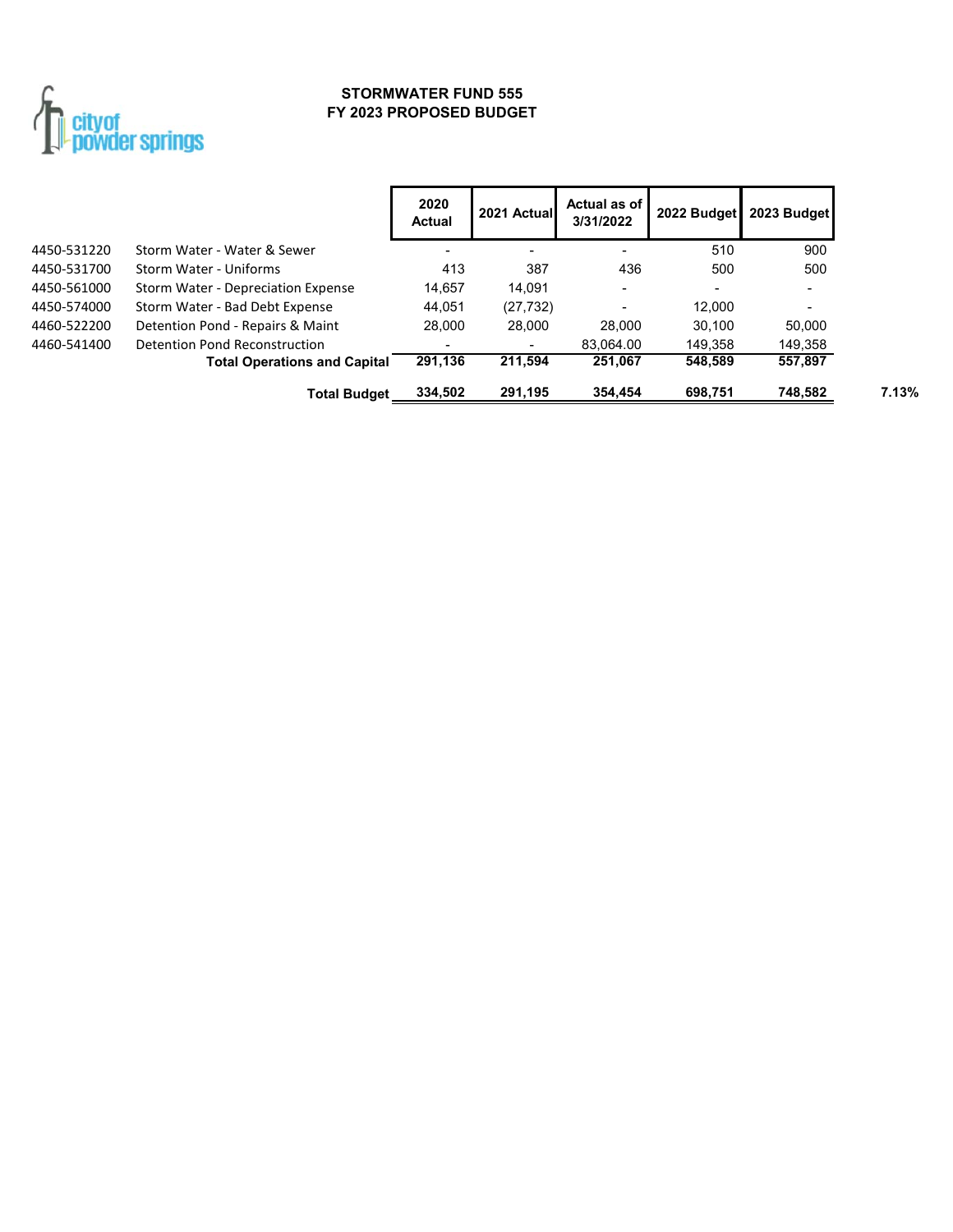# STORMWATER FUND 555
## FY 2023 PROPOSED BUDGET

city of powder springs

| | | 2020 Actual | 2021 Actual | Actual as of 3/31/2022 | 2022 Budget | 2023 Budget | |
|---|---|---|---|---|---|---|---|
| 4450-531220 | Storm Water - Water & Sewer | - | - | - | 510 | 900 | |
| 4450-531700 | Storm Water - Uniforms | 413 | 387 | 436 | 500 | 500 | |
| 4450-561000 | Storm Water - Depreciation Expense | 14,657 | 14,091 | - | - | - | |
| 4450-574000 | Storm Water - Bad Debt Expense | 44,051 | (27,732) | - | 12,000 | - | |
| 4460-522200 | Detention Pond - Repairs & Maint | 28,000 | 28,000 | 28,000 | 30,100 | 50,000 | |
| 4460-541400 | Detention Pond Reconstruction | - | - | 83,064.00 | 149,358 | 149,358 | |
| | **Total Operations and Capital** | **291,136** | **211,594** | **251,067** | **548,589** | **557,897** | |
| | **Total Budget** | **334,502** | **291,195** | **354,454** | **698,751** | **748,582** | **7.13%** |